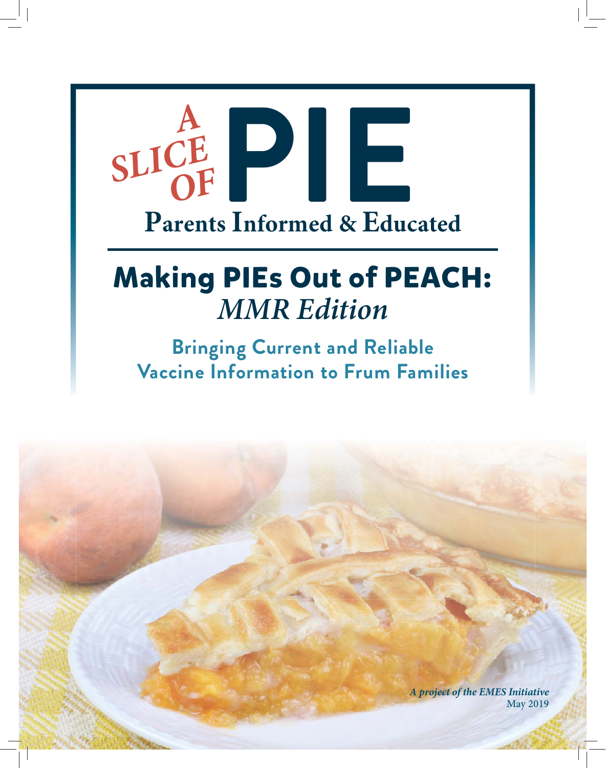# A SLICE OF PIE

**Parents Informed & Educated**

## Making PIEs Out of PEACH: *MMR Edition*

### Bringing Current and Reliable Vaccine Information to Frum Families

***A project of the EMES Initiative***
May 2019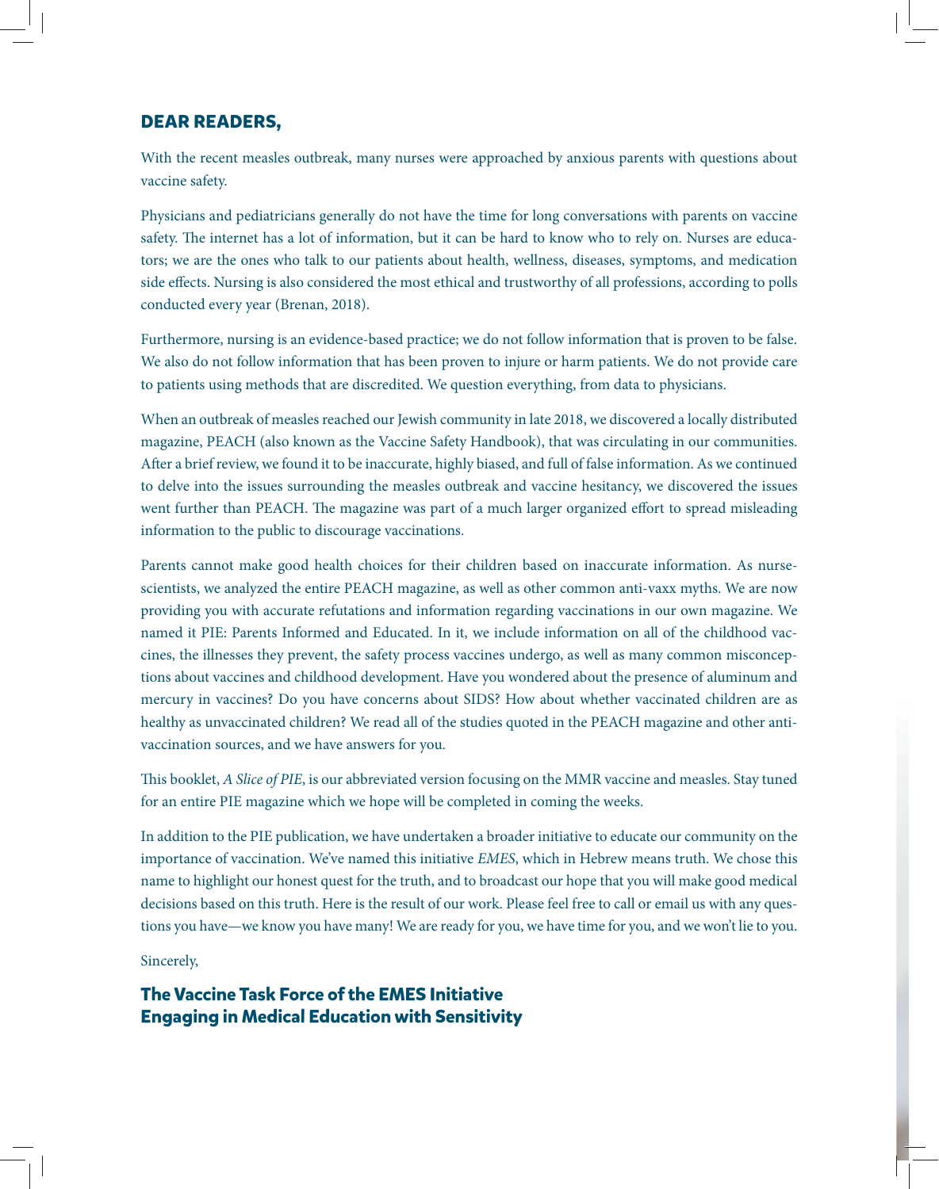## DEAR READERS,

With the recent measles outbreak, many nurses were approached by anxious parents with questions about vaccine safety.

Physicians and pediatricians generally do not have the time for long conversations with parents on vaccine safety. The internet has a lot of information, but it can be hard to know who to rely on. Nurses are educators; we are the ones who talk to our patients about health, wellness, diseases, symptoms, and medication side effects. Nursing is also considered the most ethical and trustworthy of all professions, according to polls conducted every year (Brenan, 2018).

Furthermore, nursing is an evidence-based practice; we do not follow information that is proven to be false. We also do not follow information that has been proven to injure or harm patients. We do not provide care to patients using methods that are discredited. We question everything, from data to physicians.

When an outbreak of measles reached our Jewish community in late 2018, we discovered a locally distributed magazine, PEACH (also known as the Vaccine Safety Handbook), that was circulating in our communities. After a brief review, we found it to be inaccurate, highly biased, and full of false information. As we continued to delve into the issues surrounding the measles outbreak and vaccine hesitancy, we discovered the issues went further than PEACH. The magazine was part of a much larger organized effort to spread misleading information to the public to discourage vaccinations.

Parents cannot make good health choices for their children based on inaccurate information. As nurse-scientists, we analyzed the entire PEACH magazine, as well as other common anti-vaxx myths. We are now providing you with accurate refutations and information regarding vaccinations in our own magazine. We named it PIE: Parents Informed and Educated. In it, we include information on all of the childhood vaccines, the illnesses they prevent, the safety process vaccines undergo, as well as many common misconceptions about vaccines and childhood development. Have you wondered about the presence of aluminum and mercury in vaccines? Do you have concerns about SIDS? How about whether vaccinated children are as healthy as unvaccinated children? We read all of the studies quoted in the PEACH magazine and other anti-vaccination sources, and we have answers for you.

This booklet, *A Slice of PIE*, is our abbreviated version focusing on the MMR vaccine and measles. Stay tuned for an entire PIE magazine which we hope will be completed in coming the weeks.

In addition to the PIE publication, we have undertaken a broader initiative to educate our community on the importance of vaccination. We've named this initiative *EMES*, which in Hebrew means truth. We chose this name to highlight our honest quest for the truth, and to broadcast our hope that you will make good medical decisions based on this truth. Here is the result of our work. Please feel free to call or email us with any questions you have—we know you have many! We are ready for you, we have time for you, and we won't lie to you.

Sincerely,

**The Vaccine Task Force of the EMES Initiative**
**Engaging in Medical Education with Sensitivity**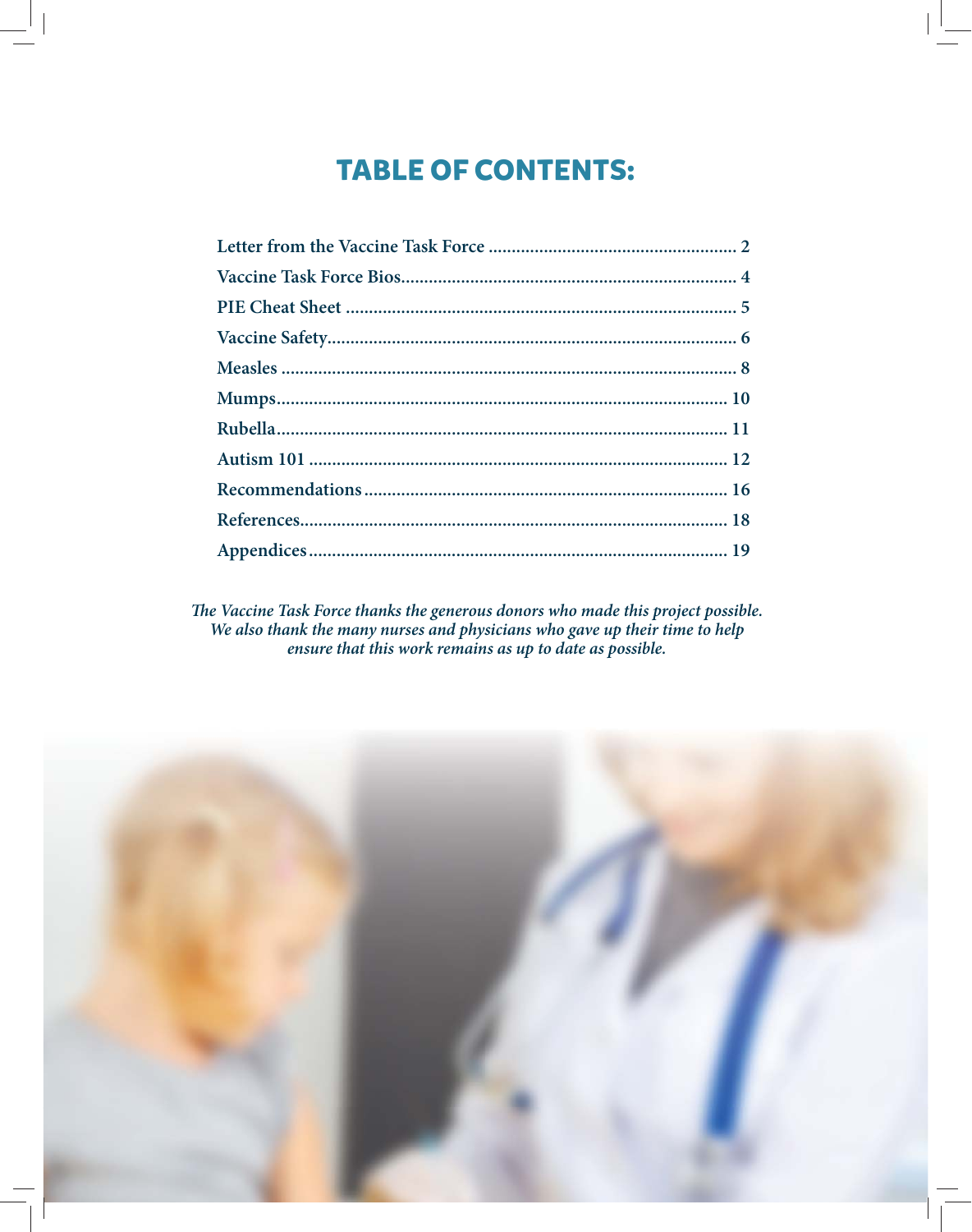# TABLE OF CONTENTS:

Letter from the Vaccine Task Force ...................................................... 2
Vaccine Task Force Bios........................................................................ 4
PIE Cheat Sheet .................................................................................... 5
Vaccine Safety........................................................................................ 6
Measles .................................................................................................. 8
Mumps................................................................................................. 10
Rubella................................................................................................. 11
Autism 101 .......................................................................................... 12
Recommendations .............................................................................. 16
References............................................................................................ 18
Appendices .......................................................................................... 19

*The Vaccine Task Force thanks the generous donors who made this project possible. We also thank the many nurses and physicians who gave up their time to help ensure that this work remains as up to date as possible.*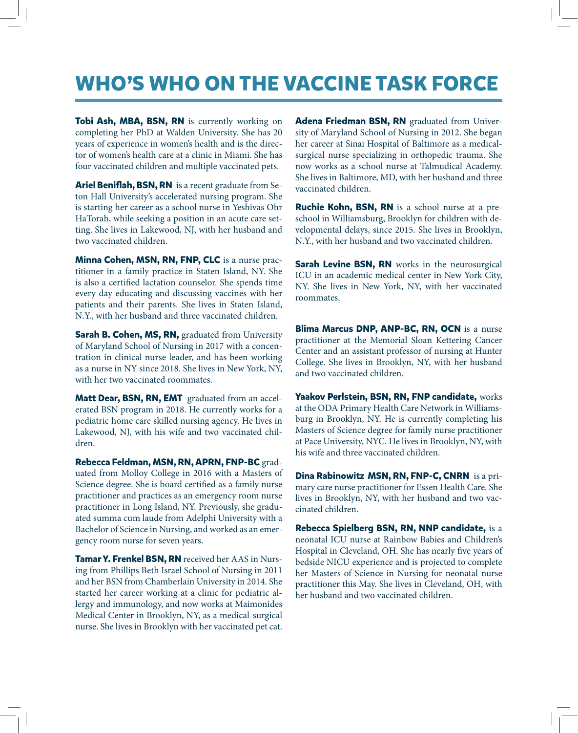# WHO'S WHO ON THE VACCINE TASK FORCE

**Tobi Ash, MBA, BSN, RN** is currently working on completing her PhD at Walden University. She has 20 years of experience in women's health and is the director of women's health care at a clinic in Miami. She has four vaccinated children and multiple vaccinated pets.

**Ariel Beniflah, BSN, RN** is a recent graduate from Seton Hall University's accelerated nursing program. She is starting her career as a school nurse in Yeshivas Ohr HaTorah, while seeking a position in an acute care setting. She lives in Lakewood, NJ, with her husband and two vaccinated children.

**Minna Cohen, MSN, RN, FNP, CLC** is a nurse practitioner in a family practice in Staten Island, NY. She is also a certified lactation counselor. She spends time every day educating and discussing vaccines with her patients and their parents. She lives in Staten Island, N.Y., with her husband and three vaccinated children.

**Sarah B. Cohen, MS, RN,** graduated from University of Maryland School of Nursing in 2017 with a concentration in clinical nurse leader, and has been working as a nurse in NY since 2018. She lives in New York, NY, with her two vaccinated roommates.

**Matt Dear, BSN, RN, EMT** graduated from an accelerated BSN program in 2018. He currently works for a pediatric home care skilled nursing agency. He lives in Lakewood, NJ, with his wife and two vaccinated children.

**Rebecca Feldman, MSN, RN, APRN, FNP-BC** graduated from Molloy College in 2016 with a Masters of Science degree. She is board certified as a family nurse practitioner and practices as an emergency room nurse practitioner in Long Island, NY. Previously, she graduated summa cum laude from Adelphi University with a Bachelor of Science in Nursing, and worked as an emergency room nurse for seven years.

**Tamar Y. Frenkel BSN, RN** received her AAS in Nursing from Phillips Beth Israel School of Nursing in 2011 and her BSN from Chamberlain University in 2014. She started her career working at a clinic for pediatric allergy and immunology, and now works at Maimonides Medical Center in Brooklyn, NY, as a medical-surgical nurse. She lives in Brooklyn with her vaccinated pet cat.

**Adena Friedman BSN, RN** graduated from University of Maryland School of Nursing in 2012. She began her career at Sinai Hospital of Baltimore as a medical-surgical nurse specializing in orthopedic trauma. She now works as a school nurse at Talmudical Academy. She lives in Baltimore, MD, with her husband and three vaccinated children.

**Ruchie Kohn, BSN, RN** is a school nurse at a preschool in Williamsburg, Brooklyn for children with developmental delays, since 2015. She lives in Brooklyn, N.Y., with her husband and two vaccinated children.

**Sarah Levine BSN, RN** works in the neurosurgical ICU in an academic medical center in New York City, NY. She lives in New York, NY, with her vaccinated roommates.

**Blima Marcus DNP, ANP-BC, RN, OCN** is a nurse practitioner at the Memorial Sloan Kettering Cancer Center and an assistant professor of nursing at Hunter College. She lives in Brooklyn, NY, with her husband and two vaccinated children.

**Yaakov Perlstein, BSN, RN, FNP candidate,** works at the ODA Primary Health Care Network in Williamsburg in Brooklyn, NY. He is currently completing his Masters of Science degree for family nurse practitioner at Pace University, NYC. He lives in Brooklyn, NY, with his wife and three vaccinated children.

**Dina Rabinowitz MSN, RN, FNP-C, CNRN** is a primary care nurse practitioner for Essen Health Care. She lives in Brooklyn, NY, with her husband and two vaccinated children.

**Rebecca Spielberg BSN, RN, NNP candidate,** is a neonatal ICU nurse at Rainbow Babies and Children's Hospital in Cleveland, OH. She has nearly five years of bedside NICU experience and is projected to complete her Masters of Science in Nursing for neonatal nurse practitioner this May. She lives in Cleveland, OH, with her husband and two vaccinated children.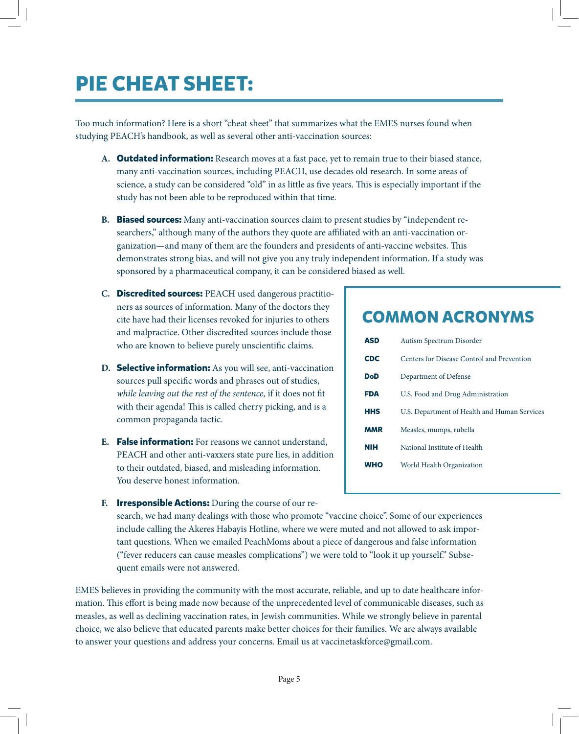# PIE CHEAT SHEET:

Too much information? Here is a short "cheat sheet" that summarizes what the EMES nurses found when studying PEACH's handbook, as well as several other anti-vaccination sources:

A. **Outdated information:** Research moves at a fast pace, yet to remain true to their biased stance, many anti-vaccination sources, including PEACH, use decades old research. In some areas of science, a study can be considered "old" in as little as five years. This is especially important if the study has not been able to be reproduced within that time.

B. **Biased sources:** Many anti-vaccination sources claim to present studies by "independent researchers," although many of the authors they quote are affiliated with an anti-vaccination organization—and many of them are the founders and presidents of anti-vaccine websites. This demonstrates strong bias, and will not give you any truly independent information. If a study was sponsored by a pharmaceutical company, it can be considered biased as well.

C. **Discredited sources:** PEACH used dangerous practitioners as sources of information. Many of the doctors they cite have had their licenses revoked for injuries to others and malpractice. Other discredited sources include those who are known to believe purely unscientific claims.

D. **Selective information:** As you will see, anti-vaccination sources pull specific words and phrases out of studies, *while leaving out the rest of the sentence,* if it does not fit with their agenda! This is called cherry picking, and is a common propaganda tactic.

E. **False information:** For reasons we cannot understand, PEACH and other anti-vaxxers state pure lies, in addition to their outdated, biased, and misleading information. You deserve honest information.

F. **Irresponsible Actions:** During the course of our research, we had many dealings with those who promote "vaccine choice". Some of our experiences include calling the Akeres Habayis Hotline, where we were muted and not allowed to ask important questions. When we emailed PeachMoms about a piece of dangerous and false information ("fever reducers can cause measles complications") we were told to "look it up yourself." Subsequent emails were not answered.

## COMMON ACRONYMS

| | |
|---|---|
| **ASD** | Autism Spectrum Disorder |
| **CDC** | Centers for Disease Control and Prevention |
| **DoD** | Department of Defense |
| **FDA** | U.S. Food and Drug Administration |
| **HHS** | U.S. Department of Health and Human Services |
| **MMR** | Measles, mumps, rubella |
| **NIH** | National Institute of Health |
| **WHO** | World Health Organization |

EMES believes in providing the community with the most accurate, reliable, and up to date healthcare information. This effort is being made now because of the unprecedented level of communicable diseases, such as measles, as well as declining vaccination rates, in Jewish communities. While we strongly believe in parental choice, we also believe that educated parents make better choices for their families. We are always available to answer your questions and address your concerns. Email us at vaccinetaskforce@gmail.com.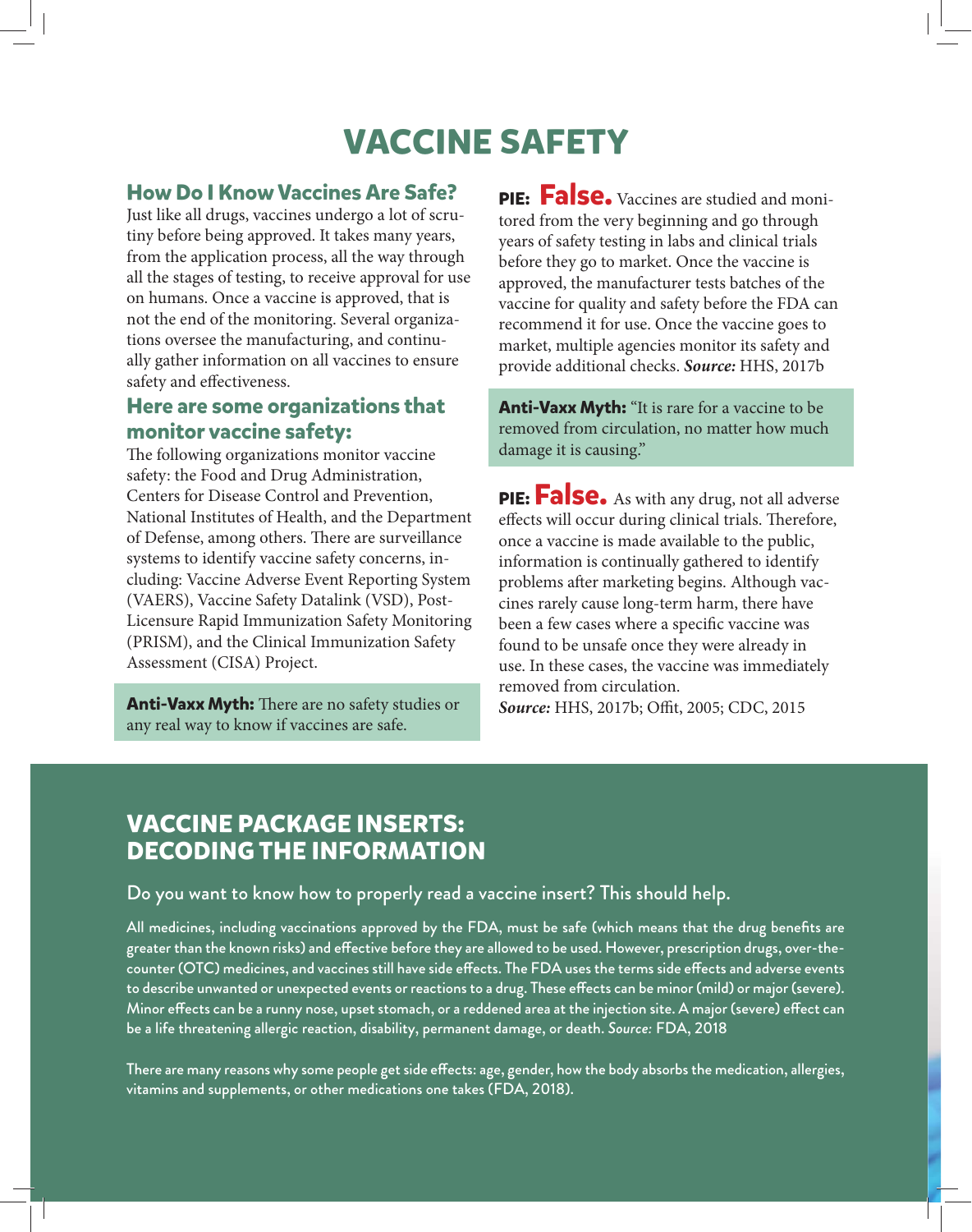# VACCINE SAFETY

## How Do I Know Vaccines Are Safe?

Just like all drugs, vaccines undergo a lot of scrutiny before being approved. It takes many years, from the application process, all the way through all the stages of testing, to receive approval for use on humans. Once a vaccine is approved, that is not the end of the monitoring. Several organizations oversee the manufacturing, and continually gather information on all vaccines to ensure safety and effectiveness.

## Here are some organizations that monitor vaccine safety:

The following organizations monitor vaccine safety: the Food and Drug Administration, Centers for Disease Control and Prevention, National Institutes of Health, and the Department of Defense, among others. There are surveillance systems to identify vaccine safety concerns, including: Vaccine Adverse Event Reporting System (VAERS), Vaccine Safety Datalink (VSD), Post-Licensure Rapid Immunization Safety Monitoring (PRISM), and the Clinical Immunization Safety Assessment (CISA) Project.

**Anti-Vaxx Myth:** There are no safety studies or any real way to know if vaccines are safe.

**PIE: False.** Vaccines are studied and monitored from the very beginning and go through years of safety testing in labs and clinical trials before they go to market. Once the vaccine is approved, the manufacturer tests batches of the vaccine for quality and safety before the FDA can recommend it for use. Once the vaccine goes to market, multiple agencies monitor its safety and provide additional checks. ***Source:*** HHS, 2017b

**Anti-Vaxx Myth:** "It is rare for a vaccine to be removed from circulation, no matter how much damage it is causing."

**PIE: False.** As with any drug, not all adverse effects will occur during clinical trials. Therefore, once a vaccine is made available to the public, information is continually gathered to identify problems after marketing begins. Although vaccines rarely cause long-term harm, there have been a few cases where a specific vaccine was found to be unsafe once they were already in use. In these cases, the vaccine was immediately removed from circulation.
***Source:*** HHS, 2017b; Offit, 2005; CDC, 2015

## VACCINE PACKAGE INSERTS: DECODING THE INFORMATION

Do you want to know how to properly read a vaccine insert? This should help.

All medicines, including vaccinations approved by the FDA, must be safe (which means that the drug benefits are greater than the known risks) and effective before they are allowed to be used. However, prescription drugs, over-the-counter (OTC) medicines, and vaccines still have side effects. The FDA uses the terms side effects and adverse events to describe unwanted or unexpected events or reactions to a drug. These effects can be minor (mild) or major (severe). Minor effects can be a runny nose, upset stomach, or a reddened area at the injection site. A major (severe) effect can be a life threatening allergic reaction, disability, permanent damage, or death. *Source:* FDA, 2018

There are many reasons why some people get side effects: age, gender, how the body absorbs the medication, allergies, vitamins and supplements, or other medications one takes (FDA, 2018).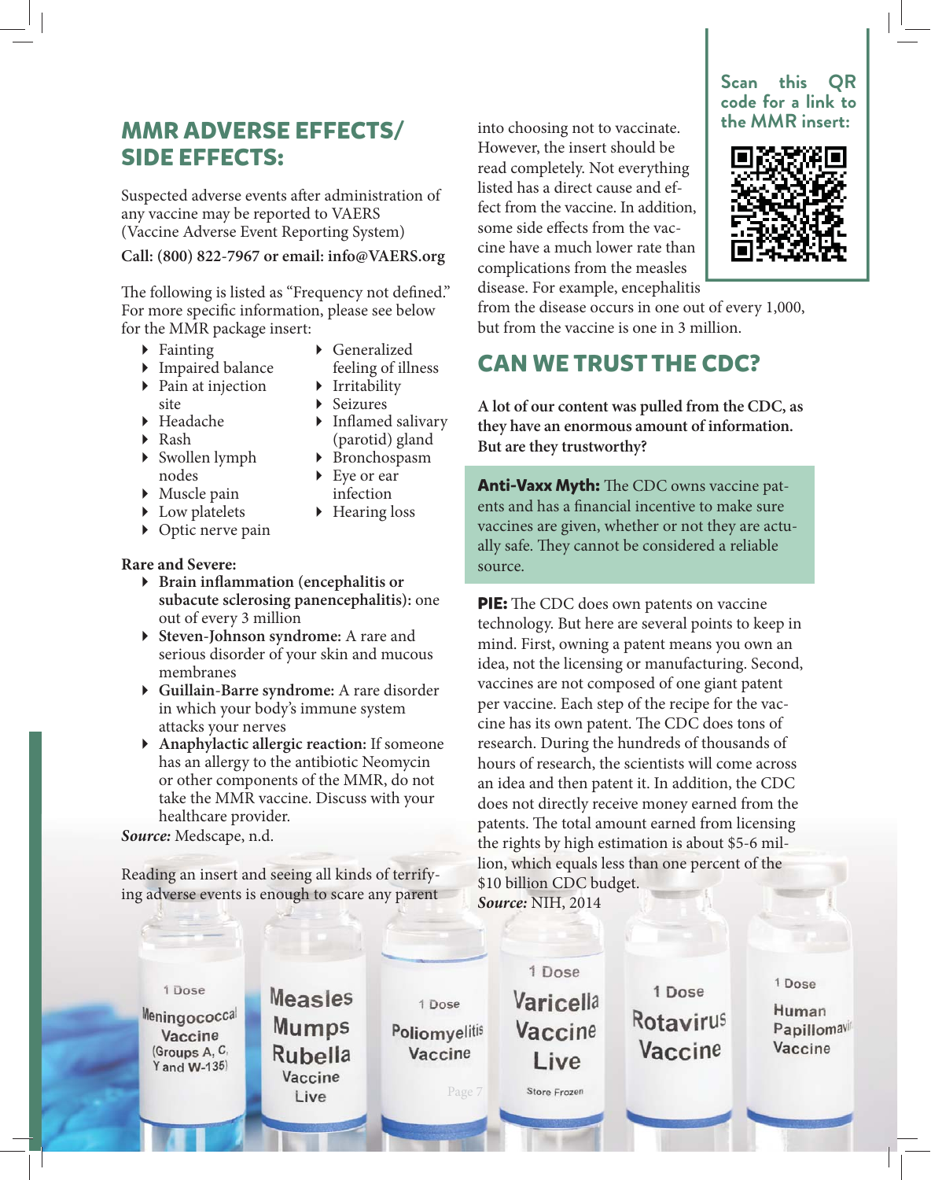## MMR ADVERSE EFFECTS/ SIDE EFFECTS:

Suspected adverse events after administration of any vaccine may be reported to VAERS (Vaccine Adverse Event Reporting System)

**Call: (800) 822-7967 or email: info@VAERS.org**

The following is listed as "Frequency not defined." For more specific information, please see below for the MMR package insert:

- Fainting
- Impaired balance
- Pain at injection site
- Headache
- Rash
- Swollen lymph nodes
- Muscle pain
- Low platelets
- Optic nerve pain
- Generalized feeling of illness
- Irritability
- Seizures
- Inflamed salivary (parotid) gland
- Bronchospasm
- Eye or ear infection
- Hearing loss

**Rare and Severe:**

- **Brain inflammation (encephalitis or subacute sclerosing panencephalitis):** one out of every 3 million
- **Steven-Johnson syndrome:** A rare and serious disorder of your skin and mucous membranes
- **Guillain-Barre syndrome:** A rare disorder in which your body's immune system attacks your nerves
- **Anaphylactic allergic reaction:** If someone has an allergy to the antibiotic Neomycin or other components of the MMR, do not take the MMR vaccine. Discuss with your healthcare provider.

***Source:*** Medscape, n.d.

Reading an insert and seeing all kinds of terrifying adverse events is enough to scare any parent into choosing not to vaccinate. However, the insert should be read completely. Not everything listed has a direct cause and effect from the vaccine. In addition, some side effects from the vaccine have a much lower rate than complications from the measles disease. For example, encephalitis from the disease occurs in one out of every 1,000, but from the vaccine is one in 3 million.

Scan this QR code for a link to the MMR insert:

## CAN WE TRUST THE CDC?

**A lot of our content was pulled from the CDC, as they have an enormous amount of information. But are they trustworthy?**

**Anti-Vaxx Myth:** The CDC owns vaccine patents and has a financial incentive to make sure vaccines are given, whether or not they are actually safe. They cannot be considered a reliable source.

**PIE:** The CDC does own patents on vaccine technology. But here are several points to keep in mind. First, owning a patent means you own an idea, not the licensing or manufacturing. Second, vaccines are not composed of one giant patent per vaccine. Each step of the recipe for the vaccine has its own patent. The CDC does tons of research. During the hundreds of thousands of hours of research, the scientists will come across an idea and then patent it. In addition, the CDC does not directly receive money earned from the patents. The total amount earned from licensing the rights by high estimation is about $5-6 million, which equals less than one percent of the $10 billion CDC budget.

***Source:*** NIH, 2014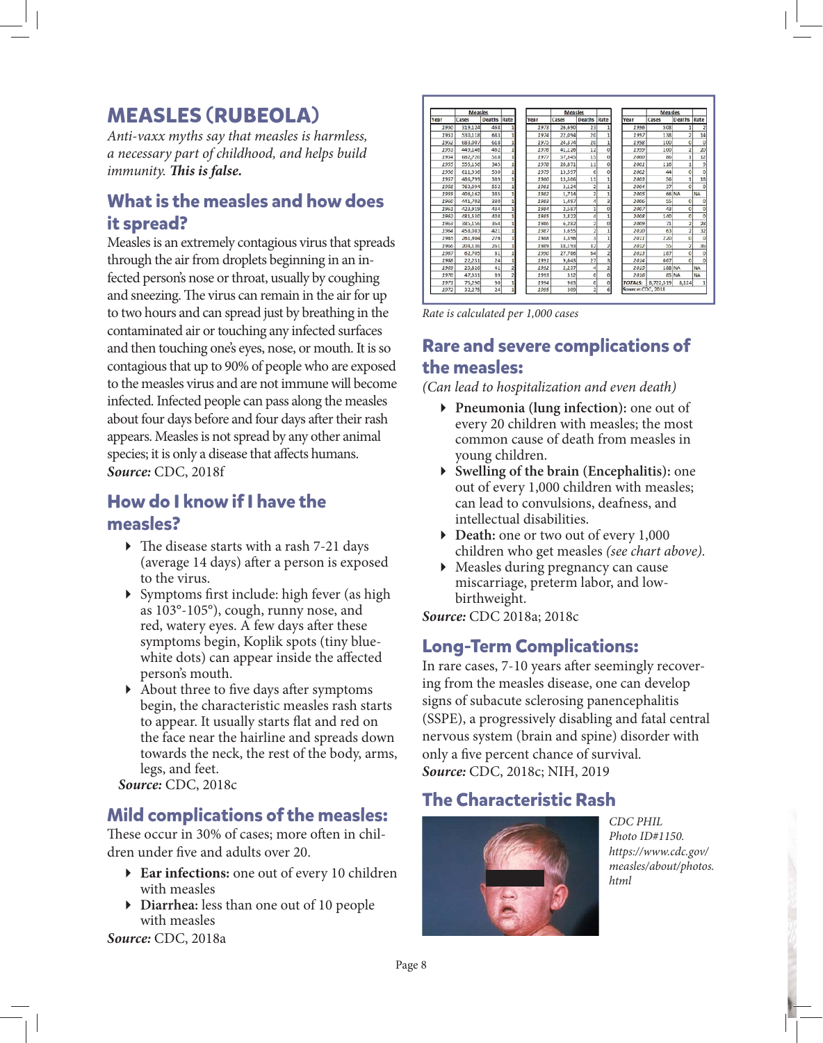# MEASLES (RUBEOLA)

*Anti-vaxx myths say that measles is harmless, a necessary part of childhood, and helps build immunity.* ***This is false.***

## What is the measles and how does it spread?

Measles is an extremely contagious virus that spreads through the air from droplets beginning in an infected person's nose or throat, usually by coughing and sneezing. The virus can remain in the air for up to two hours and can spread just by breathing in the contaminated air or touching any infected surfaces and then touching one's eyes, nose, or mouth. It is so contagious that up to 90% of people who are exposed to the measles virus and are not immune will become infected. Infected people can pass along the measles about four days before and four days after their rash appears. Measles is not spread by any other animal species; it is only a disease that affects humans.
***Source:*** CDC, 2018f

## How do I know if I have the measles?

- The disease starts with a rash 7-21 days (average 14 days) after a person is exposed to the virus.
- Symptoms first include: high fever (as high as 103°-105°), cough, runny nose, and red, watery eyes. A few days after these symptoms begin, Koplik spots (tiny blue-white dots) can appear inside the affected person's mouth.
- About three to five days after symptoms begin, the characteristic measles rash starts to appear. It usually starts flat and red on the face near the hairline and spreads down towards the neck, the rest of the body, arms, legs, and feet.

***Source:*** CDC, 2018c

## Mild complications of the measles:

These occur in 30% of cases; more often in children under five and adults over 20.

- **Ear infections:** one out of every 10 children with measles
- **Diarrhea:** less than one out of 10 people with measles

***Source:*** CDC, 2018a

| Year | Measles Cases | Deaths | Rate |
|---|---|---|---|
| 1950 | 319,124 | 468 | 1 |
| 1951 | 530,118 | 683 | 1 |
| 1952 | 683,077 | 618 | 1 |
| 1953 | 449,146 | 462 | 1 |
| 1954 | 682,720 | 518 | 1 |
| 1955 | 555,156 | 345 | 1 |
| 1956 | 611,936 | 530 | 1 |
| 1957 | 486,799 | 389 | 1 |
| 1958 | 763,094 | 552 | 1 |
| 1959 | 406,162 | 385 | 1 |
| 1960 | 441,703 | 380 | 1 |
| 1961 | 423,919 | 434 | 1 |
| 1962 | 481,530 | 408 | 1 |
| 1963 | 385,156 | 364 | 1 |
| 1964 | 458,083 | 421 | 1 |
| 1965 | 261,904 | 276 | 1 |
| 1966 | 204,136 | 261 | 1 |
| 1967 | 62,705 | 81 | 1 |
| 1968 | 22,231 | 24 | 1 |
| 1969 | 25,826 | 41 | 2 |
| 1970 | 47,351 | 89 | 2 |
| 1971 | 75,290 | 90 | 1 |
| 1972 | 32,275 | 24 | 1 |
| 1973 | 26,690 | 23 | 1 |
| 1974 | 22,094 | 20 | 1 |
| 1975 | 24,374 | 20 | 1 |
| 1976 | 41,126 | 12 | 0 |
| 1977 | 57,345 | 15 | 0 |
| 1978 | 26,871 | 11 | 0 |
| 1979 | 13,597 | 6 | 0 |
| 1980 | 13,506 | 11 | 1 |
| 1981 | 3,124 | 2 | 1 |
| 1982 | 1,714 | 2 | 1 |
| 1983 | 1,497 | 4 | 3 |
| 1984 | 2,587 | 1 | 0 |
| 1985 | 2,822 | 4 | 1 |
| 1986 | 6,282 | 2 | 0 |
| 1987 | 3,655 | 2 | 1 |
| 1988 | 3,396 | 3 | 1 |
| 1989 | 18,193 | 32 | 2 |
| 1990 | 27,786 | 64 | 2 |
| 1991 | 9,643 | 27 | 3 |
| 1992 | 2,237 | 4 | 2 |
| 1993 | 312 | 0 | 0 |
| 1994 | 963 | 0 | 0 |
| 1995 | 309 | 2 | 6 |
| 1996 | 508 | 1 | 2 |
| 1997 | 138 | 2 | 14 |
| 1998 | 100 | 0 | 0 |
| 1999 | 100 | 2 | 20 |
| 2000 | 86 | 1 | 12 |
| 2001 | 116 | 1 | 9 |
| 2002 | 44 | 0 | 0 |
| 2003 | 56 | 1 | 18 |
| 2004 | 37 | 0 | 0 |
| 2005 | 66 | NA | NA |
| 2006 | 55 | 0 | 0 |
| 2007 | 43 | 0 | 0 |
| 2008 | 140 | 0 | 0 |
| 2009 | 71 | 2 | 28 |
| 2010 | 63 | 2 | 32 |
| 2011 | 220 | 0 | 0 |
| 2012 | 55 | 2 | 36 |
| 2013 | 187 | 0 | 0 |
| 2014 | 667 | 0 | 0 |
| 2015 | 188 | NA | NA |
| 2016 | 85 | NA | NA |
| TOTALS | 8,722,519 | 8,114 | 1 |

Source: CDC, 2018

*Rate is calculated per 1,000 cases*

## Rare and severe complications of the measles:

*(Can lead to hospitalization and even death)*

- **Pneumonia (lung infection):** one out of every 20 children with measles; the most common cause of death from measles in young children.
- **Swelling of the brain (Encephalitis):** one out of every 1,000 children with measles; can lead to convulsions, deafness, and intellectual disabilities.
- **Death:** one or two out of every 1,000 children who get measles *(see chart above).*
- Measles during pregnancy can cause miscarriage, preterm labor, and low-birthweight.

***Source:*** CDC 2018a; 2018c

## Long-Term Complications:

In rare cases, 7-10 years after seemingly recovering from the measles disease, one can develop signs of subacute sclerosing panencephalitis (SSPE), a progressively disabling and fatal central nervous system (brain and spine) disorder with only a five percent chance of survival.
***Source:*** CDC, 2018c; NIH, 2019

## The Characteristic Rash

*CDC PHIL Photo ID#1150. https://www.cdc.gov/measles/about/photos.html*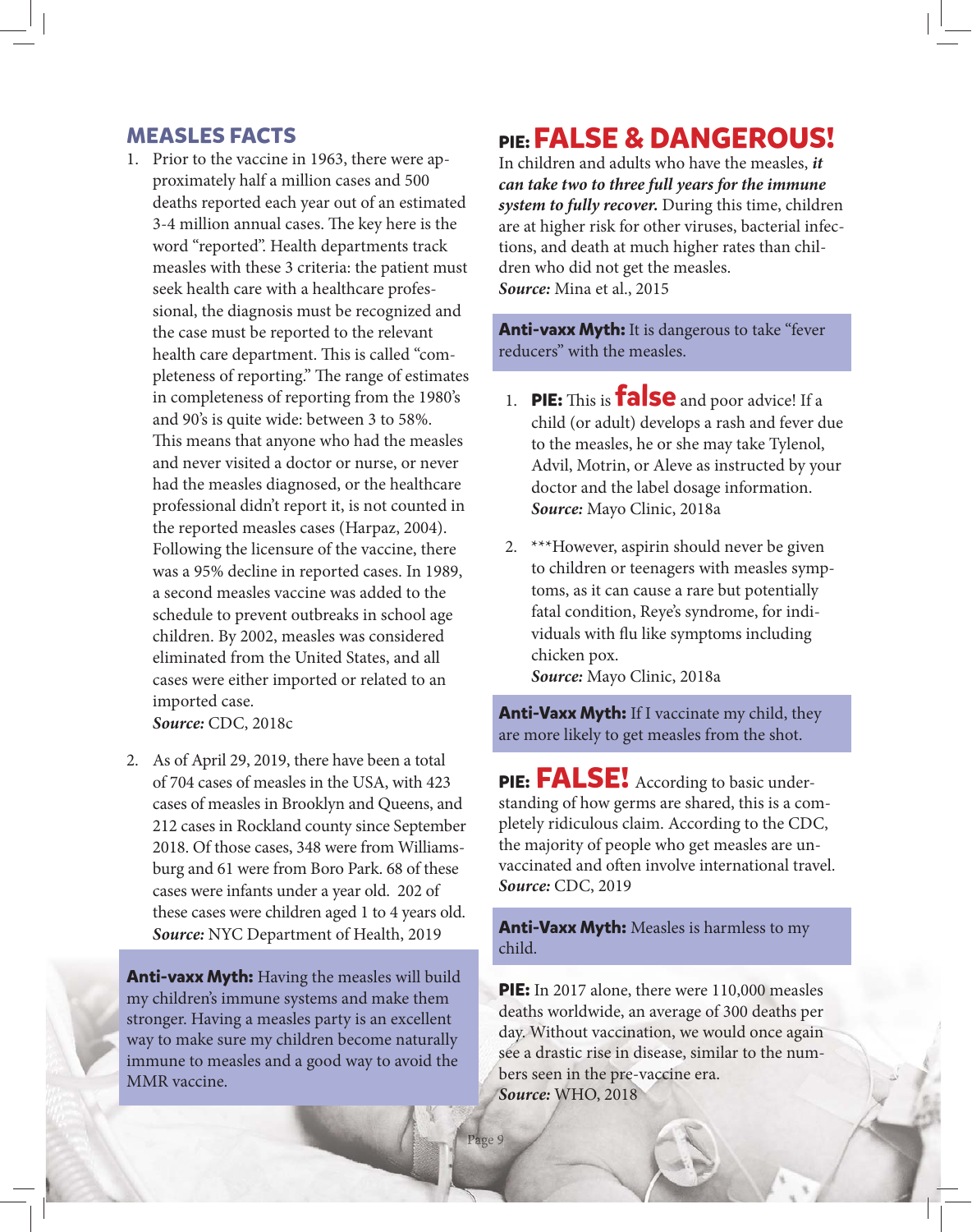## MEASLES FACTS

1. Prior to the vaccine in 1963, there were approximately half a million cases and 500 deaths reported each year out of an estimated 3-4 million annual cases. The key here is the word "reported". Health departments track measles with these 3 criteria: the patient must seek health care with a healthcare professional, the diagnosis must be recognized and the case must be reported to the relevant health care department. This is called "completeness of reporting." The range of estimates in completeness of reporting from the 1980's and 90's is quite wide: between 3 to 58%. This means that anyone who had the measles and never visited a doctor or nurse, or never had the measles diagnosed, or the healthcare professional didn't report it, is not counted in the reported measles cases (Harpaz, 2004). Following the licensure of the vaccine, there was a 95% decline in reported cases. In 1989, a second measles vaccine was added to the schedule to prevent outbreaks in school age children. By 2002, measles was considered eliminated from the United States, and all cases were either imported or related to an imported case.
   ***Source:*** CDC, 2018c

2. As of April 29, 2019, there have been a total of 704 cases of measles in the USA, with 423 cases of measles in Brooklyn and Queens, and 212 cases in Rockland county since September 2018. Of those cases, 348 were from Williamsburg and 61 were from Boro Park. 68 of these cases were infants under a year old. 202 of these cases were children aged 1 to 4 years old.
   ***Source:*** NYC Department of Health, 2019

**Anti-vaxx Myth:** Having the measles will build my children's immune systems and make them stronger. Having a measles party is an excellent way to make sure my children become naturally immune to measles and a good way to avoid the MMR vaccine.

## PIE: FALSE & DANGEROUS!

In children and adults who have the measles, ***it can take two to three full years for the immune system to fully recover.*** During this time, children are at higher risk for other viruses, bacterial infections, and death at much higher rates than children who did not get the measles.
***Source:*** Mina et al., 2015

**Anti-vaxx Myth:** It is dangerous to take "fever reducers" with the measles.

1. **PIE:** This is **false** and poor advice! If a child (or adult) develops a rash and fever due to the measles, he or she may take Tylenol, Advil, Motrin, or Aleve as instructed by your doctor and the label dosage information.
   ***Source:*** Mayo Clinic, 2018a

2. ***However, aspirin should never be given to children or teenagers with measles symptoms, as it can cause a rare but potentially fatal condition, Reye's syndrome, for individuals with flu like symptoms including chicken pox.
   ***Source:*** Mayo Clinic, 2018a

**Anti-Vaxx Myth:** If I vaccinate my child, they are more likely to get measles from the shot.

**PIE: FALSE!** According to basic understanding of how germs are shared, this is a completely ridiculous claim. According to the CDC, the majority of people who get measles are unvaccinated and often involve international travel.
***Source:*** CDC, 2019

**Anti-Vaxx Myth:** Measles is harmless to my child.

**PIE:** In 2017 alone, there were 110,000 measles deaths worldwide, an average of 300 deaths per day. Without vaccination, we would once again see a drastic rise in disease, similar to the numbers seen in the pre-vaccine era.
***Source:*** WHO, 2018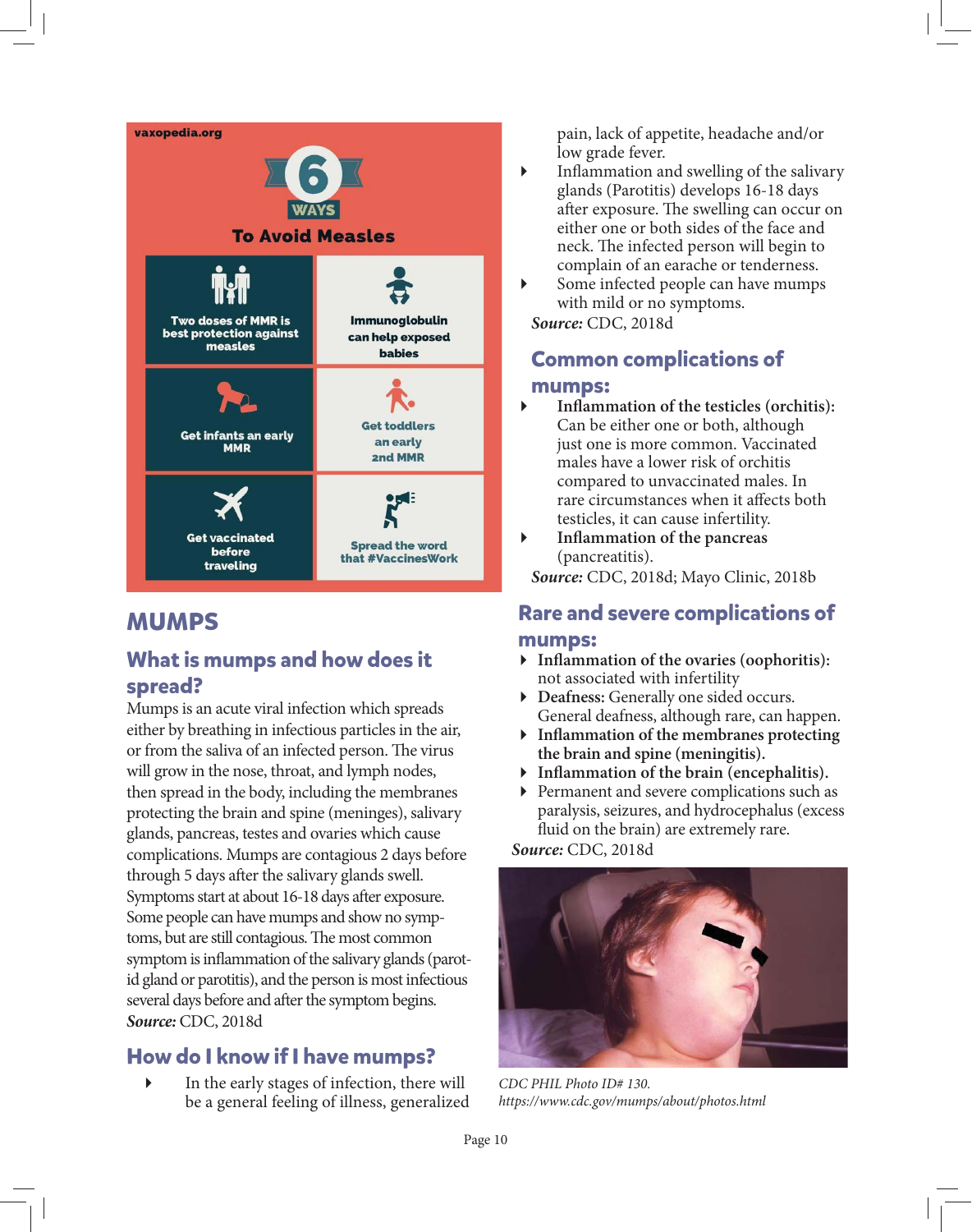vaxopedia.org

6 WAYS

To Avoid Measles

- Two doses of MMR is best protection against measles
- Immunoglobulin can help exposed babies
- Get infants an early MMR
- Get toddlers an early 2nd MMR
- Get vaccinated before traveling
- Spread the word that #VaccinesWork

# MUMPS

## What is mumps and how does it spread?

Mumps is an acute viral infection which spreads either by breathing in infectious particles in the air, or from the saliva of an infected person. The virus will grow in the nose, throat, and lymph nodes, then spread in the body, including the membranes protecting the brain and spine (meninges), salivary glands, pancreas, testes and ovaries which cause complications. Mumps are contagious 2 days before through 5 days after the salivary glands swell. Symptoms start at about 16-18 days after exposure. Some people can have mumps and show no symptoms, but are still contagious. The most common symptom is inflammation of the salivary glands (parotid gland or parotitis), and the person is most infectious several days before and after the symptom begins. ***Source:*** CDC, 2018d

## How do I know if I have mumps?

- In the early stages of infection, there will be a general feeling of illness, generalized pain, lack of appetite, headache and/or low grade fever.
- Inflammation and swelling of the salivary glands (Parotitis) develops 16-18 days after exposure. The swelling can occur on either one or both sides of the face and neck. The infected person will begin to complain of an earache or tenderness.
- Some infected people can have mumps with mild or no symptoms.

***Source:*** CDC, 2018d

## Common complications of mumps:

- **Inflammation of the testicles (orchitis):** Can be either one or both, although just one is more common. Vaccinated males have a lower risk of orchitis compared to unvaccinated males. In rare circumstances when it affects both testicles, it can cause infertility.
- **Inflammation of the pancreas** (pancreatitis).

***Source:*** CDC, 2018d; Mayo Clinic, 2018b

## Rare and severe complications of mumps:

- **Inflammation of the ovaries (oophoritis):** not associated with infertility
- **Deafness:** Generally one sided occurs. General deafness, although rare, can happen.
- **Inflammation of the membranes protecting the brain and spine (meningitis).**
- **Inflammation of the brain (encephalitis).**
- Permanent and severe complications such as paralysis, seizures, and hydrocephalus (excess fluid on the brain) are extremely rare.

***Source:*** CDC, 2018d

*CDC PHIL Photo ID# 130. https://www.cdc.gov/mumps/about/photos.html*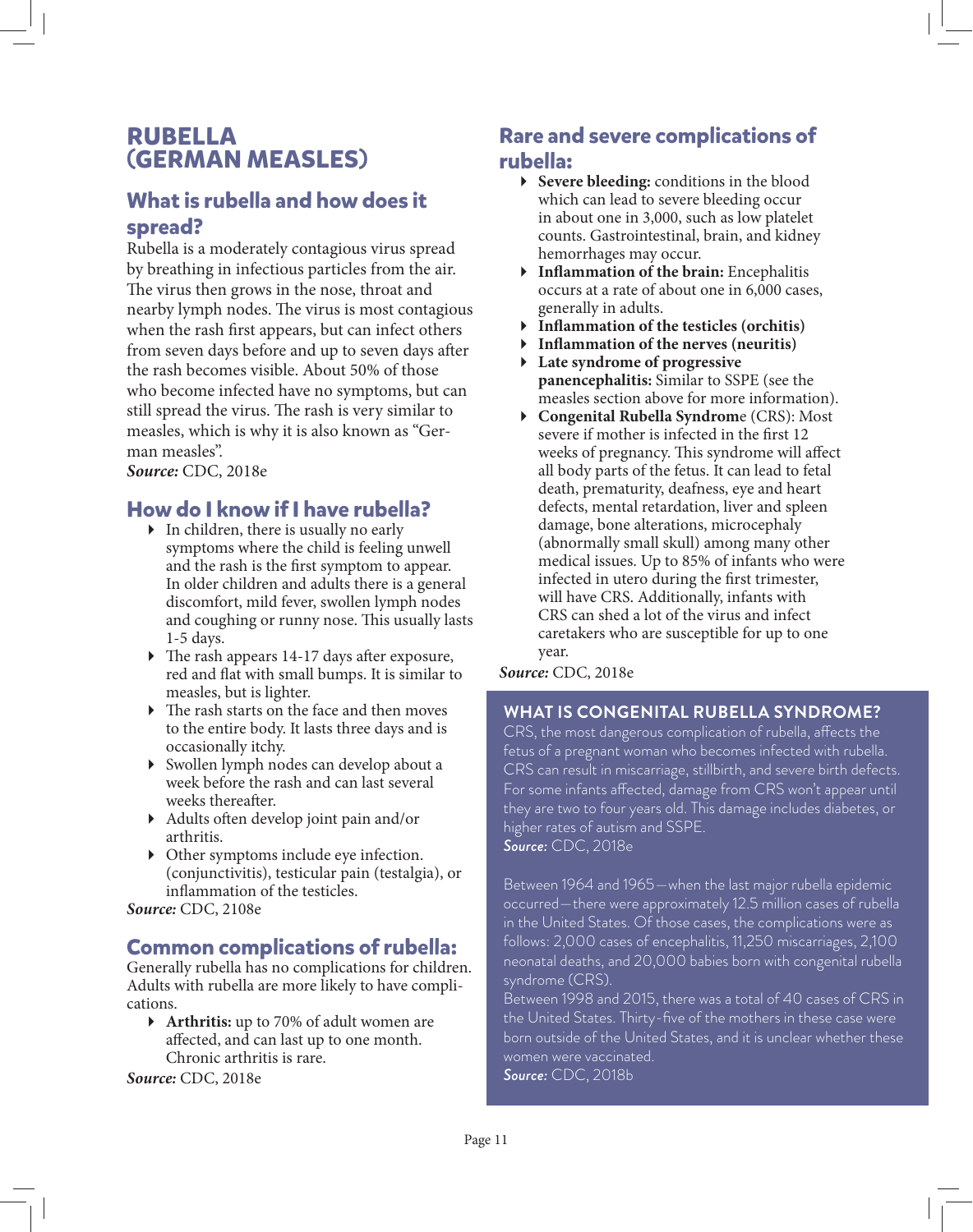# RUBELLA (GERMAN MEASLES)

## What is rubella and how does it spread?

Rubella is a moderately contagious virus spread by breathing in infectious particles from the air. The virus then grows in the nose, throat and nearby lymph nodes. The virus is most contagious when the rash first appears, but can infect others from seven days before and up to seven days after the rash becomes visible. About 50% of those who become infected have no symptoms, but can still spread the virus. The rash is very similar to measles, which is why it is also known as "German measles".

***Source:*** CDC, 2018e

## How do I know if I have rubella?

- In children, there is usually no early symptoms where the child is feeling unwell and the rash is the first symptom to appear. In older children and adults there is a general discomfort, mild fever, swollen lymph nodes and coughing or runny nose. This usually lasts 1-5 days.
- The rash appears 14-17 days after exposure, red and flat with small bumps. It is similar to measles, but is lighter.
- The rash starts on the face and then moves to the entire body. It lasts three days and is occasionally itchy.
- Swollen lymph nodes can develop about a week before the rash and can last several weeks thereafter.
- Adults often develop joint pain and/or arthritis.
- Other symptoms include eye infection. (conjunctivitis), testicular pain (testalgia), or inflammation of the testicles.

***Source:*** CDC, 2108e

## Common complications of rubella:

Generally rubella has no complications for children. Adults with rubella are more likely to have complications.

- **Arthritis:** up to 70% of adult women are affected, and can last up to one month. Chronic arthritis is rare.

***Source:*** CDC, 2018e

## Rare and severe complications of rubella:

- **Severe bleeding:** conditions in the blood which can lead to severe bleeding occur in about one in 3,000, such as low platelet counts. Gastrointestinal, brain, and kidney hemorrhages may occur.
- **Inflammation of the brain:** Encephalitis occurs at a rate of about one in 6,000 cases, generally in adults.
- **Inflammation of the testicles (orchitis)**
- **Inflammation of the nerves (neuritis)**
- **Late syndrome of progressive panencephalitis:** Similar to SSPE (see the measles section above for more information).
- **Congenital Rubella Syndrom**e (CRS): Most severe if mother is infected in the first 12 weeks of pregnancy. This syndrome will affect all body parts of the fetus. It can lead to fetal death, prematurity, deafness, eye and heart defects, mental retardation, liver and spleen damage, bone alterations, microcephaly (abnormally small skull) among many other medical issues. Up to 85% of infants who were infected in utero during the first trimester, will have CRS. Additionally, infants with CRS can shed a lot of the virus and infect caretakers who are susceptible for up to one year.

***Source:*** CDC, 2018e

### WHAT IS CONGENITAL RUBELLA SYNDROME?

CRS, the most dangerous complication of rubella, affects the fetus of a pregnant woman who becomes infected with rubella. CRS can result in miscarriage, stillbirth, and severe birth defects. For some infants affected, damage from CRS won't appear until they are two to four years old. This damage includes diabetes, or higher rates of autism and SSPE.

***Source:*** CDC, 2018e

Between 1964 and 1965—when the last major rubella epidemic occurred—there were approximately 12.5 million cases of rubella in the United States. Of those cases, the complications were as follows: 2,000 cases of encephalitis, 11,250 miscarriages, 2,100 neonatal deaths, and 20,000 babies born with congenital rubella syndrome (CRS).

Between 1998 and 2015, there was a total of 40 cases of CRS in the United States. Thirty-five of the mothers in these case were born outside of the United States, and it is unclear whether these women were vaccinated.

***Source:*** CDC, 2018b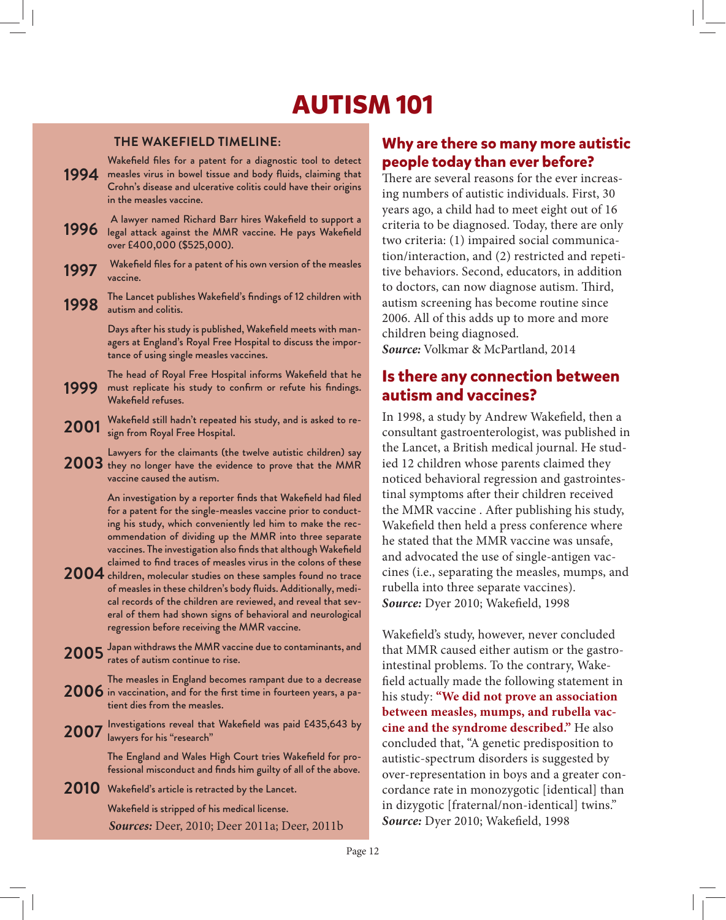# AUTISM 101

## THE WAKEFIELD TIMELINE:

**1994** Wakefield files for a patent for a diagnostic tool to detect measles virus in bowel tissue and body fluids, claiming that Crohn's disease and ulcerative colitis could have their origins in the measles vaccine.

**1996** A lawyer named Richard Barr hires Wakefield to support a legal attack against the MMR vaccine. He pays Wakefield over £400,000 ($525,000).

**1997** Wakefield files for a patent of his own version of the measles vaccine.

**1998** The Lancet publishes Wakefield's findings of 12 children with autism and colitis.

Days after his study is published, Wakefield meets with managers at England's Royal Free Hospital to discuss the importance of using single measles vaccines.

**1999** The head of Royal Free Hospital informs Wakefield that he must replicate his study to confirm or refute his findings. Wakefield refuses.

**2001** Wakefield still hadn't repeated his study, and is asked to resign from Royal Free Hospital.

**2003** Lawyers for the claimants (the twelve autistic children) say they no longer have the evidence to prove that the MMR vaccine caused the autism.

**2004** An investigation by a reporter finds that Wakefield had filed for a patent for the single-measles vaccine prior to conducting his study, which conveniently led him to make the recommendation of dividing up the MMR into three separate vaccines. The investigation also finds that although Wakefield claimed to find traces of measles virus in the colons of these children, molecular studies on these samples found no trace of measles in these children's body fluids. Additionally, medical records of the children are reviewed, and reveal that several of them had shown signs of behavioral and neurological regression before receiving the MMR vaccine.

**2005** Japan withdraws the MMR vaccine due to contaminants, and rates of autism continue to rise.

**2006** The measles in England becomes rampant due to a decrease in vaccination, and for the first time in fourteen years, a patient dies from the measles.

**2007** Investigations reveal that Wakefield was paid £435,643 by lawyers for his "research"

The England and Wales High Court tries Wakefield for professional misconduct and finds him guilty of all of the above.

**2010** Wakefield's article is retracted by the Lancet.

Wakefield is stripped of his medical license.

***Sources:*** Deer, 2010; Deer 2011a; Deer, 2011b

## Why are there so many more autistic people today than ever before?

There are several reasons for the ever increasing numbers of autistic individuals. First, 30 years ago, a child had to meet eight out of 16 criteria to be diagnosed. Today, there are only two criteria: (1) impaired social communication/interaction, and (2) restricted and repetitive behaviors. Second, educators, in addition to doctors, can now diagnose autism. Third, autism screening has become routine since 2006. All of this adds up to more and more children being diagnosed.
***Source:*** Volkmar & McPartland, 2014

## Is there any connection between autism and vaccines?

In 1998, a study by Andrew Wakefield, then a consultant gastroenterologist, was published in the Lancet, a British medical journal. He studied 12 children whose parents claimed they noticed behavioral regression and gastrointestinal symptoms after their children received the MMR vaccine . After publishing his study, Wakefield then held a press conference where he stated that the MMR vaccine was unsafe, and advocated the use of single-antigen vaccines (i.e., separating the measles, mumps, and rubella into three separate vaccines).
***Source:*** Dyer 2010; Wakefield, 1998

Wakefield's study, however, never concluded that MMR caused either autism or the gastrointestinal problems. To the contrary, Wakefield actually made the following statement in his study: **"We did not prove an association between measles, mumps, and rubella vaccine and the syndrome described."** He also concluded that, "A genetic predisposition to autistic-spectrum disorders is suggested by over-representation in boys and a greater concordance rate in monozygotic [identical] than in dizygotic [fraternal/non-identical] twins."
***Source:*** Dyer 2010; Wakefield, 1998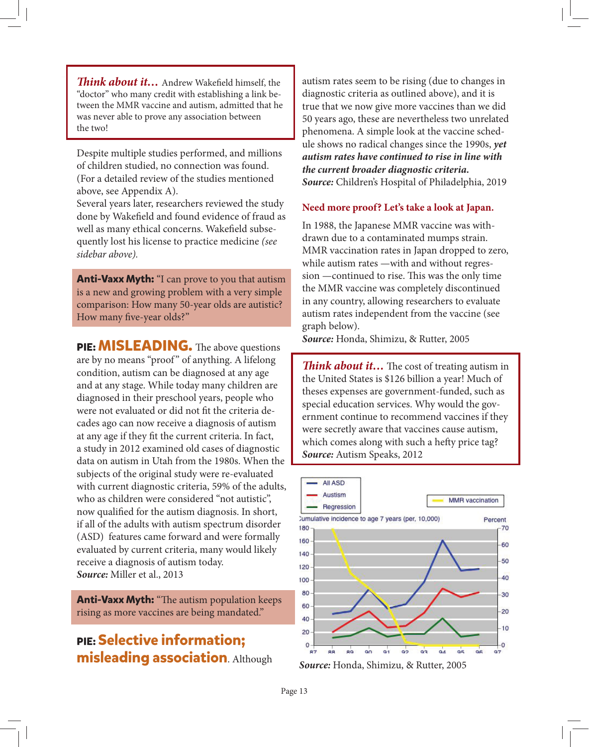***Think about it…*** Andrew Wakefield himself, the "doctor" who many credit with establishing a link between the MMR vaccine and autism, admitted that he was never able to prove any association between the two!

Despite multiple studies performed, and millions of children studied, no connection was found. (For a detailed review of the studies mentioned above, see Appendix A).

Several years later, researchers reviewed the study done by Wakefield and found evidence of fraud as well as many ethical concerns. Wakefield subsequently lost his license to practice medicine *(see sidebar above).*

**Anti-Vaxx Myth:** "I can prove to you that autism is a new and growing problem with a very simple comparison: How many 50-year olds are autistic? How many five-year olds?"

**PIE: MISLEADING.** The above questions are by no means "proof" of anything. A lifelong condition, autism can be diagnosed at any age and at any stage. While today many children are diagnosed in their preschool years, people who were not evaluated or did not fit the criteria decades ago can now receive a diagnosis of autism at any age if they fit the current criteria. In fact, a study in 2012 examined old cases of diagnostic data on autism in Utah from the 1980s. When the subjects of the original study were re-evaluated with current diagnostic criteria, 59% of the adults, who as children were considered "not autistic", now qualified for the autism diagnosis. In short, if all of the adults with autism spectrum disorder (ASD) features came forward and were formally evaluated by current criteria, many would likely receive a diagnosis of autism today.
***Source:*** Miller et al., 2013

**Anti-Vaxx Myth:** "The autism population keeps rising as more vaccines are being mandated."

**PIE: Selective information; misleading association.** Although autism rates seem to be rising (due to changes in diagnostic criteria as outlined above), and it is true that we now give more vaccines than we did 50 years ago, these are nevertheless two unrelated phenomena. A simple look at the vaccine schedule shows no radical changes since the 1990s, ***yet autism rates have continued to rise in line with the current broader diagnostic criteria.***
***Source:*** Children's Hospital of Philadelphia, 2019

**Need more proof? Let's take a look at Japan.**

In 1988, the Japanese MMR vaccine was withdrawn due to a contaminated mumps strain. MMR vaccination rates in Japan dropped to zero, while autism rates —with and without regression —continued to rise. This was the only time the MMR vaccine was completely discontinued in any country, allowing researchers to evaluate autism rates independent from the vaccine (see graph below).
***Source:*** Honda, Shimizu, & Rutter, 2005

***Think about it…*** The cost of treating autism in the United States is $126 billion a year! Much of theses expenses are government-funded, such as special education services. Why would the government continue to recommend vaccines if they were secretly aware that vaccines cause autism, which comes along with such a hefty price tag?
***Source:*** Autism Speaks, 2012

***Source:*** Honda, Shimizu, & Rutter, 2005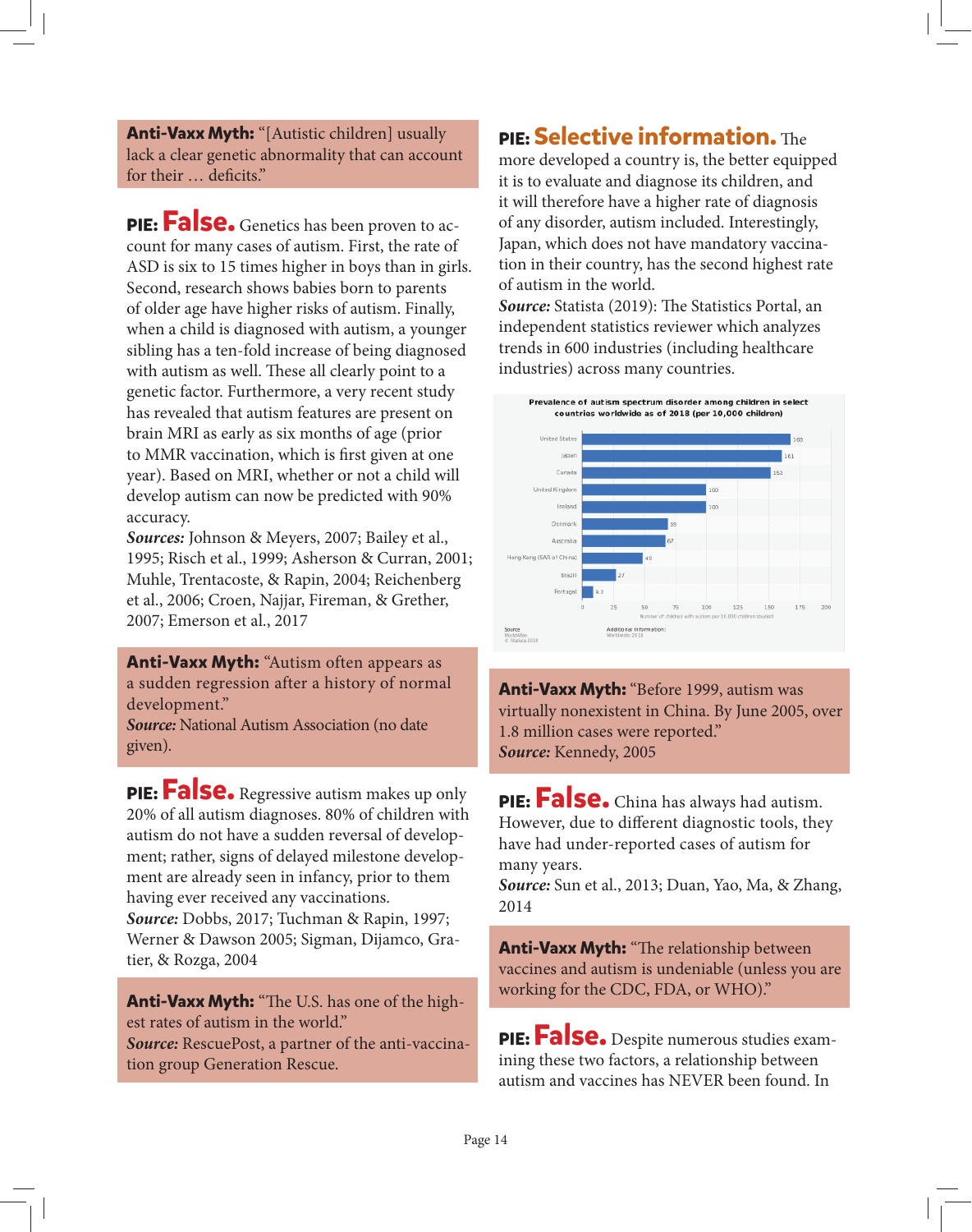**Anti-Vaxx Myth:** "[Autistic children] usually lack a clear genetic abnormality that can account for their … deficits."

**PIE: False.** Genetics has been proven to account for many cases of autism. First, the rate of ASD is six to 15 times higher in boys than in girls. Second, research shows babies born to parents of older age have higher risks of autism. Finally, when a child is diagnosed with autism, a younger sibling has a ten-fold increase of being diagnosed with autism as well. These all clearly point to a genetic factor. Furthermore, a very recent study has revealed that autism features are present on brain MRI as early as six months of age (prior to MMR vaccination, which is first given at one year). Based on MRI, whether or not a child will develop autism can now be predicted with 90% accuracy.
***Sources:*** Johnson & Meyers, 2007; Bailey et al., 1995; Risch et al., 1999; Asherson & Curran, 2001; Muhle, Trentacoste, & Rapin, 2004; Reichenberg et al., 2006; Croen, Najjar, Fireman, & Grether, 2007; Emerson et al., 2017

**Anti-Vaxx Myth:** "Autism often appears as a sudden regression after a history of normal development."
***Source:*** National Autism Association (no date given).

**PIE: False.** Regressive autism makes up only 20% of all autism diagnoses. 80% of children with autism do not have a sudden reversal of development; rather, signs of delayed milestone development are already seen in infancy, prior to them having ever received any vaccinations.
***Source:*** Dobbs, 2017; Tuchman & Rapin, 1997; Werner & Dawson 2005; Sigman, Dijamco, Gratier, & Rozga, 2004

**Anti-Vaxx Myth:** "The U.S. has one of the highest rates of autism in the world."
***Source:*** RescuePost, a partner of the anti-vaccination group Generation Rescue.

**PIE: Selective information.** The more developed a country is, the better equipped it is to evaluate and diagnose its children, and it will therefore have a higher rate of diagnosis of any disorder, autism included. Interestingly, Japan, which does not have mandatory vaccination in their country, has the second highest rate of autism in the world.
***Source:*** Statista (2019): The Statistics Portal, an independent statistics reviewer which analyzes trends in 600 industries (including healthcare industries) across many countries.

**Prevalence of autism spectrum disorder among children in select countries worldwide as of 2018 (per 10,000 children)**

| Country | Number of children with autism per 10,000 children studied |
|---|---|
| United States | 168 |
| Japan | 161 |
| Canada | 152 |
| United Kingdom | 100 |
| Ireland | 100 |
| Denmark | 69 |
| Australia | 67 |
| Hong Kong (SAR of China) | 49 |
| Brazil | 27 |
| Portugal | 9.3 |

Source: WorldAtlas © Statista 2019. Additional Information: Worldwide; 2018

**Anti-Vaxx Myth:** "Before 1999, autism was virtually nonexistent in China. By June 2005, over 1.8 million cases were reported."
***Source:*** Kennedy, 2005

**PIE: False.** China has always had autism. However, due to different diagnostic tools, they have had under-reported cases of autism for many years.
***Source:*** Sun et al., 2013; Duan, Yao, Ma, & Zhang, 2014

**Anti-Vaxx Myth:** "The relationship between vaccines and autism is undeniable (unless you are working for the CDC, FDA, or WHO)."

**PIE: False.** Despite numerous studies examining these two factors, a relationship between autism and vaccines has NEVER been found. In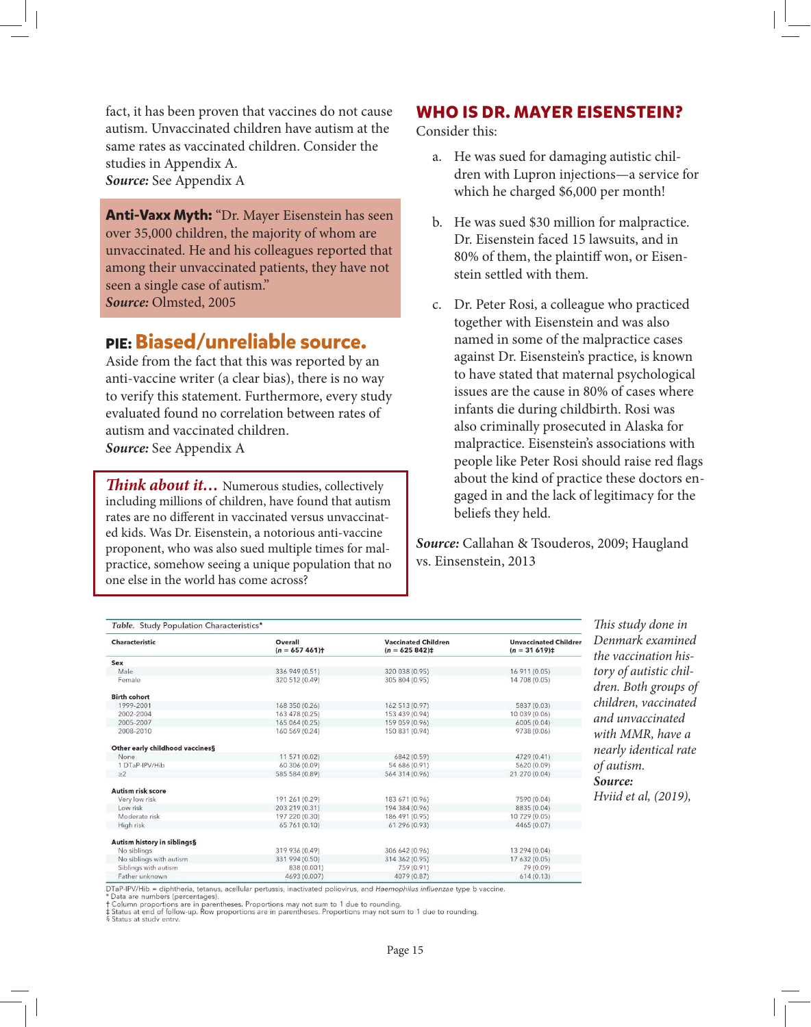fact, it has been proven that vaccines do not cause autism. Unvaccinated children have autism at the same rates as vaccinated children. Consider the studies in Appendix A.
***Source:*** See Appendix A

**Anti-Vaxx Myth:** "Dr. Mayer Eisenstein has seen over 35,000 children, the majority of whom are unvaccinated. He and his colleagues reported that among their unvaccinated patients, they have not seen a single case of autism."
***Source:*** Olmsted, 2005

## PIE: Biased/unreliable source.

Aside from the fact that this was reported by an anti-vaccine writer (a clear bias), there is no way to verify this statement. Furthermore, every study evaluated found no correlation between rates of autism and vaccinated children.
***Source:*** See Appendix A

***Think about it…*** Numerous studies, collectively including millions of children, have found that autism rates are no different in vaccinated versus unvaccinated kids. Was Dr. Eisenstein, a notorious anti-vaccine proponent, who was also sued multiple times for malpractice, somehow seeing a unique population that no one else in the world has come across?

## WHO IS DR. MAYER EISENSTEIN?

Consider this:

a. He was sued for damaging autistic children with Lupron injections—a service for which he charged $6,000 per month!

b. He was sued $30 million for malpractice. Dr. Eisenstein faced 15 lawsuits, and in 80% of them, the plaintiff won, or Eisenstein settled with them.

c. Dr. Peter Rosi, a colleague who practiced together with Eisenstein and was also named in some of the malpractice cases against Dr. Eisenstein's practice, is known to have stated that maternal psychological issues are the cause in 80% of cases where infants die during childbirth. Rosi was also criminally prosecuted in Alaska for malpractice. Eisenstein's associations with people like Peter Rosi should raise red flags about the kind of practice these doctors engaged in and the lack of legitimacy for the beliefs they held.

***Source:*** Callahan & Tsouderos, 2009; Haugland vs. Einsenstein, 2013

*Table.* Study Population Characteristics*

| Characteristic | Overall (n = 657 461)† | Vaccinated Children (n = 625 842)‡ | Unvaccinated Children (n = 31 619)‡ |
|---|---|---|---|
| **Sex** | | | |
| Male | 336 949 (0.51) | 320 038 (0.95) | 16 911 (0.05) |
| Female | 320 512 (0.49) | 305 804 (0.95) | 14 708 (0.05) |
| **Birth cohort** | | | |
| 1999-2001 | 168 350 (0.26) | 162 513 (0.97) | 5837 (0.03) |
| 2002-2004 | 163 478 (0.25) | 153 439 (0.94) | 10 039 (0.06) |
| 2005-2007 | 165 064 (0.25) | 159 059 (0.96) | 6005 (0.04) |
| 2008-2010 | 160 569 (0.24) | 150 831 (0.94) | 9738 (0.06) |
| **Other early childhood vaccines§** | | | |
| None | 11 571 (0.02) | 6842 (0.59) | 4729 (0.41) |
| 1 DTaP-IPV/Hib | 60 306 (0.09) | 54 686 (0.91) | 5620 (0.09) |
| ≥2 | 585 584 (0.89) | 564 314 (0.96) | 21 270 (0.04) |
| **Autism risk score** | | | |
| Very low risk | 191 261 (0.29) | 183 671 (0.96) | 7590 (0.04) |
| Low risk | 203 219 (0.31) | 194 384 (0.96) | 8835 (0.04) |
| Moderate risk | 197 220 (0.30) | 186 491 (0.95) | 10 729 (0.05) |
| High risk | 65 761 (0.10) | 61 296 (0.93) | 4465 (0.07) |
| **Autism history in siblings§** | | | |
| No siblings | 319 936 (0.49) | 306 642 (0.96) | 13 294 (0.04) |
| No siblings with autism | 331 994 (0.50) | 314 362 (0.95) | 17 632 (0.05) |
| Siblings with autism | 838 (0.001) | 759 (0.91) | 79 (0.09) |
| Father unknown | 4693 (0.007) | 4079 (0.87) | 614 (0.13) |

DTaP-IPV/Hib = diphtheria, tetanus, acellular pertussis, inactivated poliovirus, and *Haemophilus influenzae* type b vaccine.
* Data are numbers (percentages).
† Column proportions are in parentheses. Proportions may not sum to 1 due to rounding.
‡ Status at end of follow-up. Row proportions are in parentheses. Proportions may not sum to 1 due to rounding.
§ Status at study entry.

*This study done in Denmark examined the vaccination history of autistic children. Both groups of children, vaccinated and unvaccinated with MMR, have a nearly identical rate of autism.*
***Source:*** *Hviid et al, (2019),*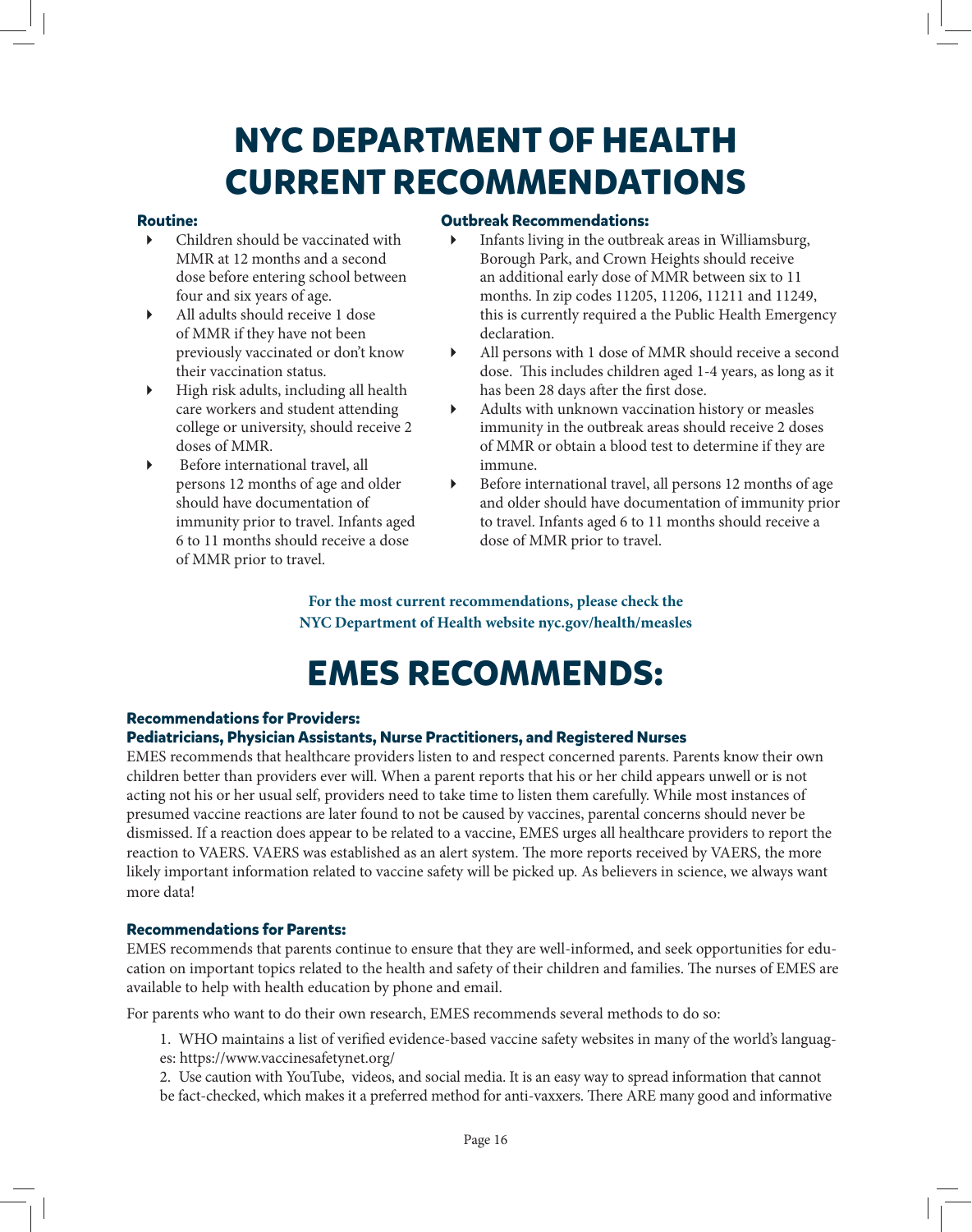# NYC DEPARTMENT OF HEALTH CURRENT RECOMMENDATIONS

**Routine:**

- Children should be vaccinated with MMR at 12 months and a second dose before entering school between four and six years of age.
- All adults should receive 1 dose of MMR if they have not been previously vaccinated or don't know their vaccination status.
- High risk adults, including all health care workers and student attending college or university, should receive 2 doses of MMR.
- Before international travel, all persons 12 months of age and older should have documentation of immunity prior to travel. Infants aged 6 to 11 months should receive a dose of MMR prior to travel.

**Outbreak Recommendations:**

- Infants living in the outbreak areas in Williamsburg, Borough Park, and Crown Heights should receive an additional early dose of MMR between six to 11 months. In zip codes 11205, 11206, 11211 and 11249, this is currently required a the Public Health Emergency declaration.
- All persons with 1 dose of MMR should receive a second dose. This includes children aged 1-4 years, as long as it has been 28 days after the first dose.
- Adults with unknown vaccination history or measles immunity in the outbreak areas should receive 2 doses of MMR or obtain a blood test to determine if they are immune.
- Before international travel, all persons 12 months of age and older should have documentation of immunity prior to travel. Infants aged 6 to 11 months should receive a dose of MMR prior to travel.

**For the most current recommendations, please check the NYC Department of Health website nyc.gov/health/measles**

# EMES RECOMMENDS:

**Recommendations for Providers:**
**Pediatricians, Physician Assistants, Nurse Practitioners, and Registered Nurses**

EMES recommends that healthcare providers listen to and respect concerned parents. Parents know their own children better than providers ever will. When a parent reports that his or her child appears unwell or is not acting not his or her usual self, providers need to take time to listen them carefully. While most instances of presumed vaccine reactions are later found to not be caused by vaccines, parental concerns should never be dismissed. If a reaction does appear to be related to a vaccine, EMES urges all healthcare providers to report the reaction to VAERS. VAERS was established as an alert system. The more reports received by VAERS, the more likely important information related to vaccine safety will be picked up. As believers in science, we always want more data!

**Recommendations for Parents:**

EMES recommends that parents continue to ensure that they are well-informed, and seek opportunities for education on important topics related to the health and safety of their children and families. The nurses of EMES are available to help with health education by phone and email.

For parents who want to do their own research, EMES recommends several methods to do so:

1. WHO maintains a list of verified evidence-based vaccine safety websites in many of the world's languages: https://www.vaccinesafetynet.org/
2. Use caution with YouTube, videos, and social media. It is an easy way to spread information that cannot be fact-checked, which makes it a preferred method for anti-vaxxers. There ARE many good and informative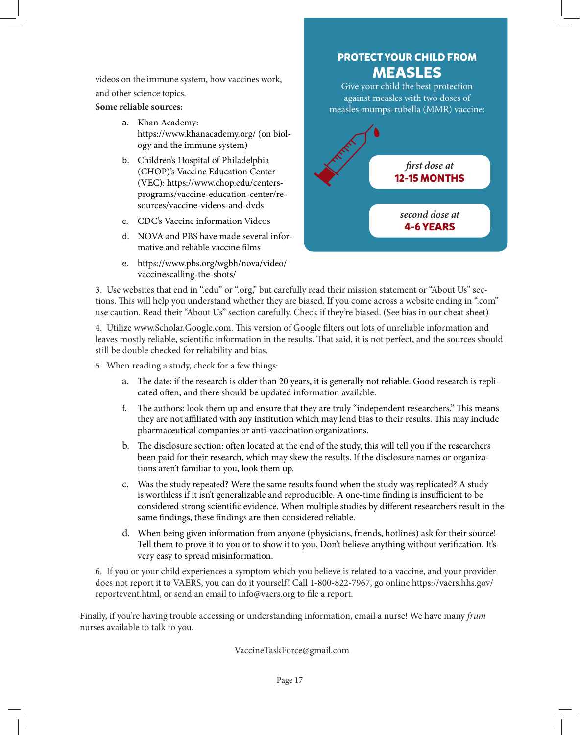videos on the immune system, how vaccines work, and other science topics.

**Some reliable sources:**

a. Khan Academy: https://www.khanacademy.org/ (on biology and the immune system)

b. Children's Hospital of Philadelphia (CHOP)'s Vaccine Education Center (VEC): https://www.chop.edu/centers-programs/vaccine-education-center/resources/vaccine-videos-and-dvds

c. CDC's Vaccine information Videos

d. NOVA and PBS have made several informative and reliable vaccine films

e. https://www.pbs.org/wgbh/nova/video/vaccinescalling-the-shots/

**PROTECT YOUR CHILD FROM**
## MEASLES

Give your child the best protection against measles with two doses of measles-mumps-rubella (MMR) vaccine:

*first dose at*
**12-15 MONTHS**

*second dose at*
**4-6 YEARS**

3. Use websites that end in ".edu" or ".org," but carefully read their mission statement or "About Us" sections. This will help you understand whether they are biased. If you come across a website ending in ".com" use caution. Read their "About Us" section carefully. Check if they're biased. (See bias in our cheat sheet)

4. Utilize www.Scholar.Google.com. This version of Google filters out lots of unreliable information and leaves mostly reliable, scientific information in the results. That said, it is not perfect, and the sources should still be double checked for reliability and bias.

5. When reading a study, check for a few things:

a. The date: if the research is older than 20 years, it is generally not reliable. Good research is replicated often, and there should be updated information available.

f. The authors: look them up and ensure that they are truly "independent researchers." This means they are not affiliated with any institution which may lend bias to their results. This may include pharmaceutical companies or anti-vaccination organizations.

b. The disclosure section: often located at the end of the study, this will tell you if the researchers been paid for their research, which may skew the results. If the disclosure names or organizations aren't familiar to you, look them up.

c. Was the study repeated? Were the same results found when the study was replicated? A study is worthless if it isn't generalizable and reproducible. A one-time finding is insufficient to be considered strong scientific evidence. When multiple studies by different researchers result in the same findings, these findings are then considered reliable.

d. When being given information from anyone (physicians, friends, hotlines) ask for their source! Tell them to prove it to you or to show it to you. Don't believe anything without verification. It's very easy to spread misinformation.

6. If you or your child experiences a symptom which you believe is related to a vaccine, and your provider does not report it to VAERS, you can do it yourself! Call 1-800-822-7967, go online https://vaers.hhs.gov/reportevent.html, or send an email to info@vaers.org to file a report.

Finally, if you're having trouble accessing or understanding information, email a nurse! We have many *frum* nurses available to talk to you.

VaccineTaskForce@gmail.com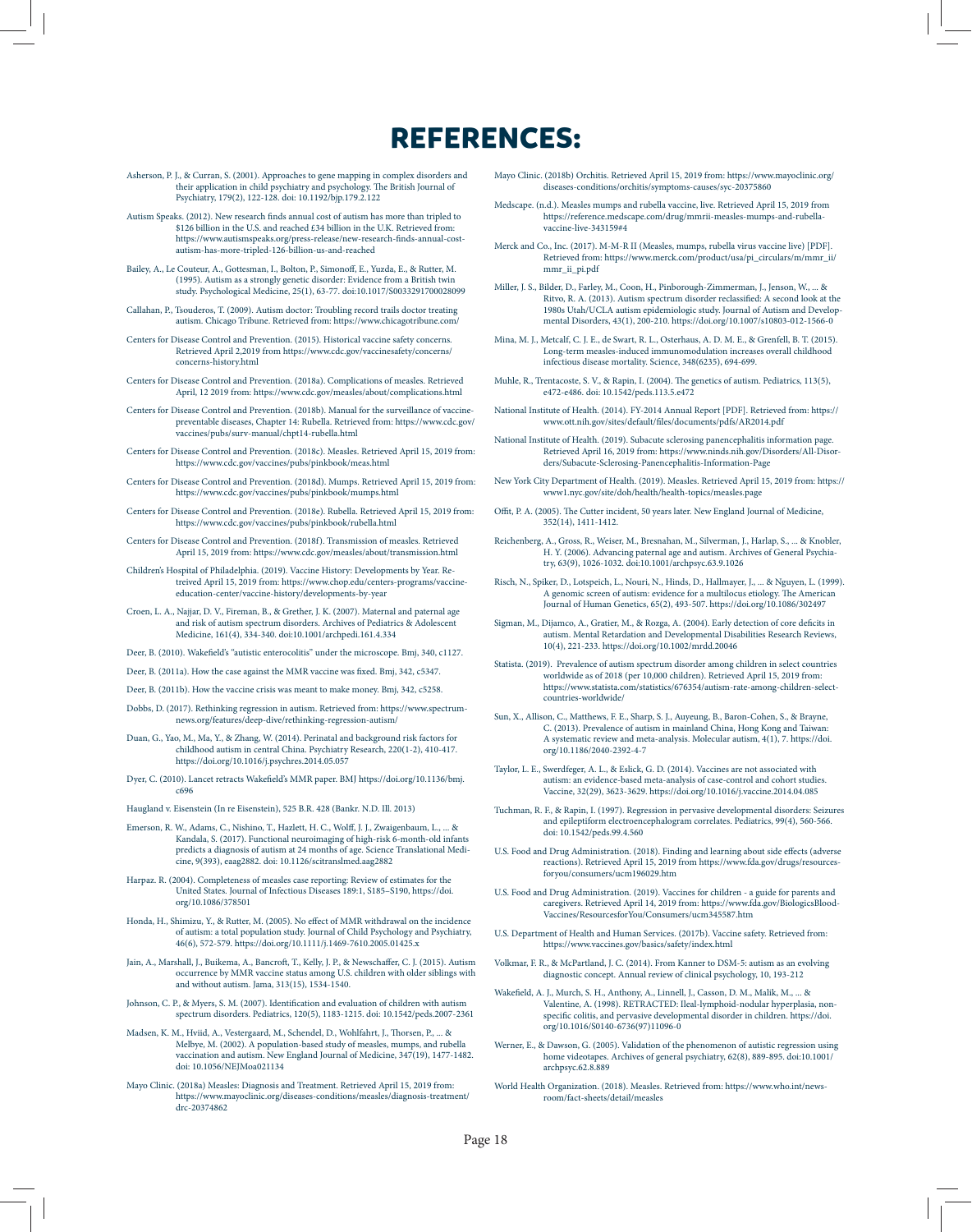# REFERENCES:

Asherson, P. J., & Curran, S. (2001). Approaches to gene mapping in complex disorders and their application in child psychiatry and psychology. The British Journal of Psychiatry, 179(2), 122-128. doi: 10.1192/bjp.179.2.122

Autism Speaks. (2012). New research finds annual cost of autism has more than tripled to $126 billion in the U.S. and reached £34 billion in the U.K. Retrieved from: https://www.autismspeaks.org/press-release/new-research-finds-annual-cost-autism-has-more-tripled-126-billion-us-and-reached

Bailey, A., Le Couteur, A., Gottesman, I., Bolton, P., Simonoff, E., Yuzda, E., & Rutter, M. (1995). Autism as a strongly genetic disorder: Evidence from a British twin study. Psychological Medicine, 25(1), 63-77. doi:10.1017/S0033291700028099

Callahan, P., Tsouderos, T. (2009). Autism doctor: Troubling record trails doctor treating autism. Chicago Tribune. Retrieved from: https://www.chicagotribune.com/

Centers for Disease Control and Prevention. (2015). Historical vaccine safety concerns. Retrieved April 2,2019 from https://www.cdc.gov/vaccinesafety/concerns/concerns-history.html

Centers for Disease Control and Prevention. (2018a). Complications of measles. Retrieved April, 12 2019 from: https://www.cdc.gov/measles/about/complications.html

Centers for Disease Control and Prevention. (2018b). Manual for the surveillance of vaccine-preventable diseases, Chapter 14: Rubella. Retrieved from: https://www.cdc.gov/vaccines/pubs/surv-manual/chpt14-rubella.html

Centers for Disease Control and Prevention. (2018c). Measles. Retrieved April 15, 2019 from: https://www.cdc.gov/vaccines/pubs/pinkbook/meas.html

Centers for Disease Control and Prevention. (2018d). Mumps. Retrieved April 15, 2019 from: https://www.cdc.gov/vaccines/pubs/pinkbook/mumps.html

Centers for Disease Control and Prevention. (2018e). Rubella. Retrieved April 15, 2019 from: https://www.cdc.gov/vaccines/pubs/pinkbook/rubella.html

Centers for Disease Control and Prevention. (2018f). Transmission of measles. Retrieved April 15, 2019 from: https://www.cdc.gov/measles/about/transmission.html

Children's Hospital of Philadelphia. (2019). Vaccine History: Developments by Year. Retreived April 15, 2019 from: https://www.chop.edu/centers-programs/vaccine-education-center/vaccine-history/developments-by-year

Croen, L. A., Najjar, D. V., Fireman, B., & Grether, J. K. (2007). Maternal and paternal age and risk of autism spectrum disorders. Archives of Pediatrics & Adolescent Medicine, 161(4), 334-340. doi:10.1001/archpedi.161.4.334

Deer, B. (2010). Wakefield's "autistic enterocolitis" under the microscope. Bmj, 340, c1127.

Deer, B. (2011a). How the case against the MMR vaccine was fixed. Bmj, 342, c5347.

Deer, B. (2011b). How the vaccine crisis was meant to make money. Bmj, 342, c5258.

Dobbs, D. (2017). Rethinking regression in autism. Retrieved from: https://www.spectrumnews.org/features/deep-dive/rethinking-regression-autism/

Duan, G., Yao, M., Ma, Y., & Zhang, W. (2014). Perinatal and background risk factors for childhood autism in central China. Psychiatry Research, 220(1-2), 410-417. https://doi.org/10.1016/j.psychres.2014.05.057

Dyer, C. (2010). Lancet retracts Wakefield's MMR paper. BMJ https://doi.org/10.1136/bmj.c696

Haugland v. Eisenstein (In re Eisenstein), 525 B.R. 428 (Bankr. N.D. Ill. 2013)

Emerson, R. W., Adams, C., Nishino, T., Hazlett, H. C., Wolff, J. J., Zwaigenbaum, L., ... & Kandala, S. (2017). Functional neuroimaging of high-risk 6-month-old infants predicts a diagnosis of autism at 24 months of age. Science Translational Medicine, 9(393), eaag2882. doi: 10.1126/scitranslmed.aag2882

Harpaz. R. (2004). Completeness of measles case reporting: Review of estimates for the United States. Journal of Infectious Diseases 189:1, S185–S190, https://doi.org/10.1086/378501

Honda, H., Shimizu, Y., & Rutter, M. (2005). No effect of MMR withdrawal on the incidence of autism: a total population study. Journal of Child Psychology and Psychiatry, 46(6), 572-579. https://doi.org/10.1111/j.1469-7610.2005.01425.x

Jain, A., Marshall, J., Buikema, A., Bancroft, T., Kelly, J. P., & Newschaffer, C. J. (2015). Autism occurrence by MMR vaccine status among U.S. children with older siblings with and without autism. Jama, 313(15), 1534-1540.

Johnson, C. P., & Myers, S. M. (2007). Identification and evaluation of children with autism spectrum disorders. Pediatrics, 120(5), 1183-1215. doi: 10.1542/peds.2007-2361

Madsen, K. M., Hviid, A., Vestergaard, M., Schendel, D., Wohlfahrt, J., Thorsen, P., ... & Melbye, M. (2002). A population-based study of measles, mumps, and rubella vaccination and autism. New England Journal of Medicine, 347(19), 1477-1482. doi: 10.1056/NEJMoa021134

Mayo Clinic. (2018a) Measles: Diagnosis and Treatment. Retrieved April 15, 2019 from: https://www.mayoclinic.org/diseases-conditions/measles/diagnosis-treatment/drc-20374862

Mayo Clinic. (2018b) Orchitis. Retrieved April 15, 2019 from: https://www.mayoclinic.org/diseases-conditions/orchitis/symptoms-causes/syc-20375860

Medscape. (n.d.). Measles mumps and rubella vaccine, live. Retrieved April 15, 2019 from https://reference.medscape.com/drug/mmrii-measles-mumps-and-rubella-vaccine-live-343159#4

Merck and Co., Inc. (2017). M-M-R II (Measles, mumps, rubella virus vaccine live) [PDF]. Retrieved from: https://www.merck.com/product/usa/pi_circulars/m/mmr_ii/mmr_ii_pi.pdf

Miller, J. S., Bilder, D., Farley, M., Coon, H., Pinborough-Zimmerman, J., Jenson, W., ... & Ritvo, R. A. (2013). Autism spectrum disorder reclassified: A second look at the 1980s Utah/UCLA autism epidemiologic study. Journal of Autism and Developmental Disorders, 43(1), 200-210. https://doi.org/10.1007/s10803-012-1566-0

Mina, M. J., Metcalf, C. J. E., de Swart, R. L., Osterhaus, A. D. M. E., & Grenfell, B. T. (2015). Long-term measles-induced immunomodulation increases overall childhood infectious disease mortality. Science, 348(6235), 694-699.

Muhle, R., Trentacoste, S. V., & Rapin, I. (2004). The genetics of autism. Pediatrics, 113(5), e472-e486. doi: 10.1542/peds.113.5.e472

National Institute of Health. (2014). FY-2014 Annual Report [PDF]. Retrieved from: https://www.ott.nih.gov/sites/default/files/documents/pdfs/AR2014.pdf

National Institute of Health. (2019). Subacute sclerosing panencephalitis information page. Retrieved April 16, 2019 from: https://www.ninds.nih.gov/Disorders/All-Disorders/Subacute-Sclerosing-Panencephalitis-Information-Page

New York City Department of Health. (2019). Measles. Retrieved April 15, 2019 from: https://www1.nyc.gov/site/doh/health/health-topics/measles.page

Offit, P. A. (2005). The Cutter incident, 50 years later. New England Journal of Medicine, 352(14), 1411-1412.

Reichenberg, A., Gross, R., Weiser, M., Bresnahan, M., Silverman, J., Harlap, S., ... & Knobler, H. Y. (2006). Advancing paternal age and autism. Archives of General Psychiatry, 63(9), 1026-1032. doi:10.1001/archpsyc.63.9.1026

Risch, N., Spiker, D., Lotspeich, L., Nouri, N., Hinds, D., Hallmayer, J., ... & Nguyen, L. (1999). A genomic screen of autism: evidence for a multilocus etiology. The American Journal of Human Genetics, 65(2), 493-507. https://doi.org/10.1086/302497

Sigman, M., Dijamco, A., Gratier, M., & Rozga, A. (2004). Early detection of core deficits in autism. Mental Retardation and Developmental Disabilities Research Reviews, 10(4), 221-233. https://doi.org/10.1002/mrdd.20046

Statista. (2019). Prevalence of autism spectrum disorder among children in select countries worldwide as of 2018 (per 10,000 children). Retrieved April 15, 2019 from: https://www.statista.com/statistics/676354/autism-rate-among-children-select-countries-worldwide/

Sun, X., Allison, C., Matthews, F. E., Sharp, S. J., Auyeung, B., Baron-Cohen, S., & Brayne, C. (2013). Prevalence of autism in mainland China, Hong Kong and Taiwan: A systematic review and meta-analysis. Molecular autism, 4(1), 7. https://doi.org/10.1186/2040-2392-4-7

Taylor, L. E., Swerdfeger, A. L., & Eslick, G. D. (2014). Vaccines are not associated with autism: an evidence-based meta-analysis of case-control and cohort studies. Vaccine, 32(29), 3623-3629. https://doi.org/10.1016/j.vaccine.2014.04.085

Tuchman, R. F., & Rapin, I. (1997). Regression in pervasive developmental disorders: Seizures and epileptiform electroencephalogram correlates. Pediatrics, 99(4), 560-566. doi: 10.1542/peds.99.4.560

U.S. Food and Drug Administration. (2018). Finding and learning about side effects (adverse reactions). Retrieved April 15, 2019 from https://www.fda.gov/drugs/resourcesforyou/consumers/ucm196029.htm

U.S. Food and Drug Administration. (2019). Vaccines for children - a guide for parents and caregivers. Retrieved April 14, 2019 from: https://www.fda.gov/BiologicsBloodVaccines/ResourcesforYou/Consumers/ucm345587.htm

U.S. Department of Health and Human Services. (2017b). Vaccine safety. Retrieved from: https://www.vaccines.gov/basics/safety/index.html

Volkmar, F. R., & McPartland, J. C. (2014). From Kanner to DSM-5: autism as an evolving diagnostic concept. Annual review of clinical psychology, 10, 193-212

Wakefield, A. J., Murch, S. H., Anthony, A., Linnell, J., Casson, D. M., Malik, M., ... & Valentine, A. (1998). RETRACTED: Ileal-lymphoid-nodular hyperplasia, non-specific colitis, and pervasive developmental disorder in children. https://doi.org/10.1016/S0140-6736(97)11096-0

Werner, E., & Dawson, G. (2005). Validation of the phenomenon of autistic regression using home videotapes. Archives of general psychiatry, 62(8), 889-895. doi:10.1001/archpsyc.62.8.889

World Health Organization. (2018). Measles. Retrieved from: https://www.who.int/news-room/fact-sheets/detail/measles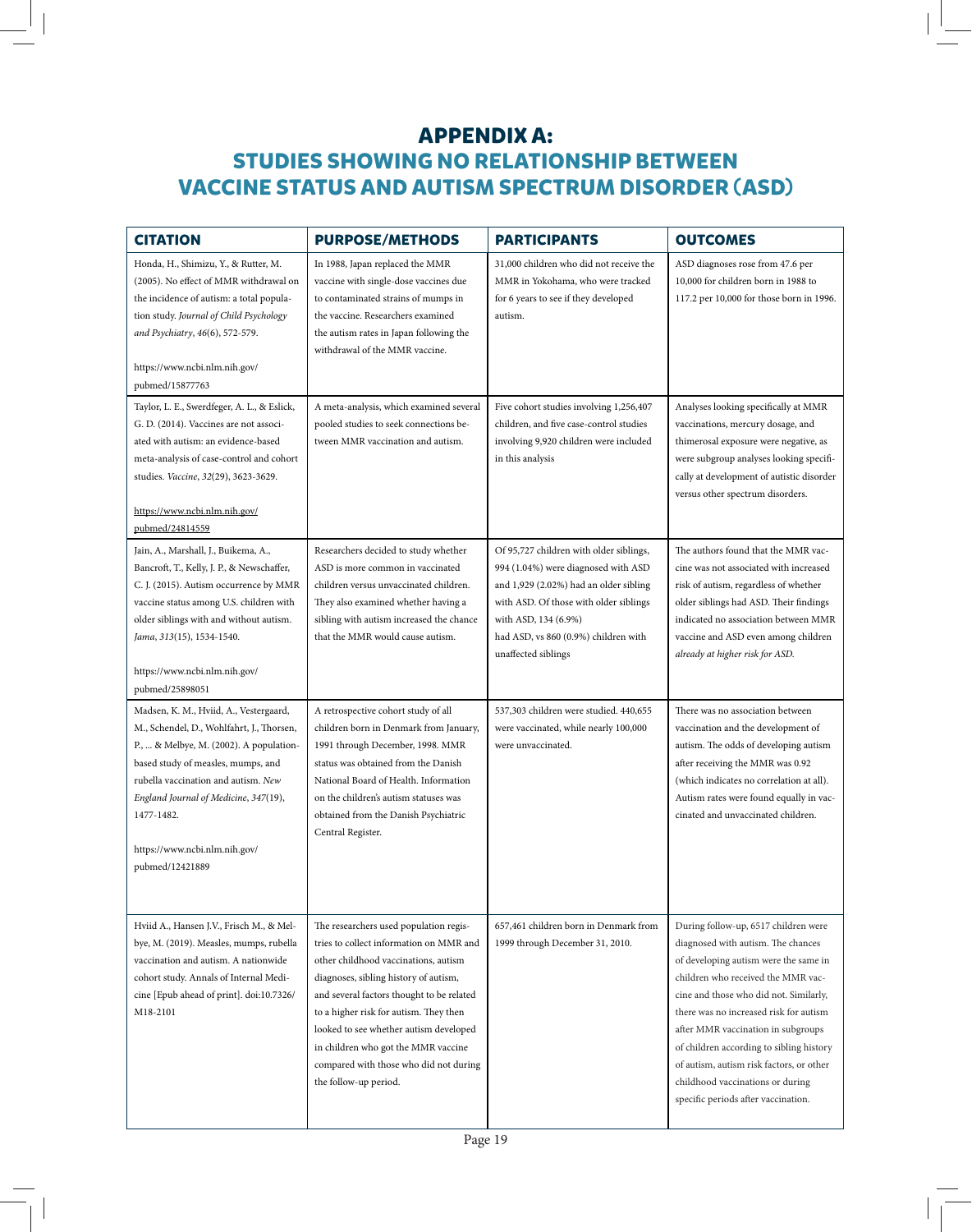# APPENDIX A:
## STUDIES SHOWING NO RELATIONSHIP BETWEEN VACCINE STATUS AND AUTISM SPECTRUM DISORDER (ASD)

| CITATION | PURPOSE/METHODS | PARTICIPANTS | OUTCOMES |
|---|---|---|---|
| Honda, H., Shimizu, Y., & Rutter, M. (2005). No effect of MMR withdrawal on the incidence of autism: a total population study. *Journal of Child Psychology and Psychiatry*, *46*(6), 572-579. https://www.ncbi.nlm.nih.gov/pubmed/15877763 | In 1988, Japan replaced the MMR vaccine with single-dose vaccines due to contaminated strains of mumps in the vaccine. Researchers examined the autism rates in Japan following the withdrawal of the MMR vaccine. | 31,000 children who did not receive the MMR in Yokohama, who were tracked for 6 years to see if they developed autism. | ASD diagnoses rose from 47.6 per 10,000 for children born in 1988 to 117.2 per 10,000 for those born in 1996. |
| Taylor, L. E., Swerdfeger, A. L., & Eslick, G. D. (2014). Vaccines are not associated with autism: an evidence-based meta-analysis of case-control and cohort studies. *Vaccine*, *32*(29), 3623-3629. https://www.ncbi.nlm.nih.gov/pubmed/24814559 | A meta-analysis, which examined several pooled studies to seek connections between MMR vaccination and autism. | Five cohort studies involving 1,256,407 children, and five case-control studies involving 9,920 children were included in this analysis | Analyses looking specifically at MMR vaccinations, mercury dosage, and thimerosal exposure were negative, as were subgroup analyses looking specifically at development of autistic disorder versus other spectrum disorders. |
| Jain, A., Marshall, J., Buikema, A., Bancroft, T., Kelly, J. P., & Newschaffer, C. J. (2015). Autism occurrence by MMR vaccine status among U.S. children with older siblings with and without autism. *Jama*, *313*(15), 1534-1540. https://www.ncbi.nlm.nih.gov/pubmed/25898051 | Researchers decided to study whether ASD is more common in vaccinated children versus unvaccinated children. They also examined whether having a sibling with autism increased the chance that the MMR would cause autism. | Of 95,727 children with older siblings, 994 (1.04%) were diagnosed with ASD and 1,929 (2.02%) had an older sibling with ASD. Of those with older siblings with ASD, 134 (6.9%) had ASD, vs 860 (0.9%) children with unaffected siblings | The authors found that the MMR vaccine was not associated with increased risk of autism, regardless of whether older siblings had ASD. Their findings indicated no association between MMR vaccine and ASD even among children *already at higher risk for ASD.* |
| Madsen, K. M., Hviid, A., Vestergaard, M., Schendel, D., Wohlfahrt, J., Thorsen, P., ... & Melbye, M. (2002). A population-based study of measles, mumps, and rubella vaccination and autism. *New England Journal of Medicine*, *347*(19), 1477-1482. https://www.ncbi.nlm.nih.gov/pubmed/12421889 | A retrospective cohort study of all children born in Denmark from January, 1991 through December, 1998. MMR status was obtained from the Danish National Board of Health. Information on the children's autism statuses was obtained from the Danish Psychiatric Central Register. | 537,303 children were studied. 440,655 were vaccinated, while nearly 100,000 were unvaccinated. | There was no association between vaccination and the development of autism. The odds of developing autism after receiving the MMR was 0.92 (which indicates no correlation at all). Autism rates were found equally in vaccinated and unvaccinated children. |
| Hviid A., Hansen J.V., Frisch M., & Melbye, M. (2019). Measles, mumps, rubella vaccination and autism. A nationwide cohort study. Annals of Internal Medicine [Epub ahead of print]. doi:10.7326/M18-2101 | The researchers used population registries to collect information on MMR and other childhood vaccinations, autism diagnoses, sibling history of autism, and several factors thought to be related to a higher risk for autism. They then looked to see whether autism developed in children who got the MMR vaccine compared with those who did not during the follow-up period. | 657,461 children born in Denmark from 1999 through December 31, 2010. | During follow-up, 6517 children were diagnosed with autism. The chances of developing autism were the same in children who received the MMR vaccine and those who did not. Similarly, there was no increased risk for autism after MMR vaccination in subgroups of children according to sibling history of autism, autism risk factors, or other childhood vaccinations or during specific periods after vaccination. |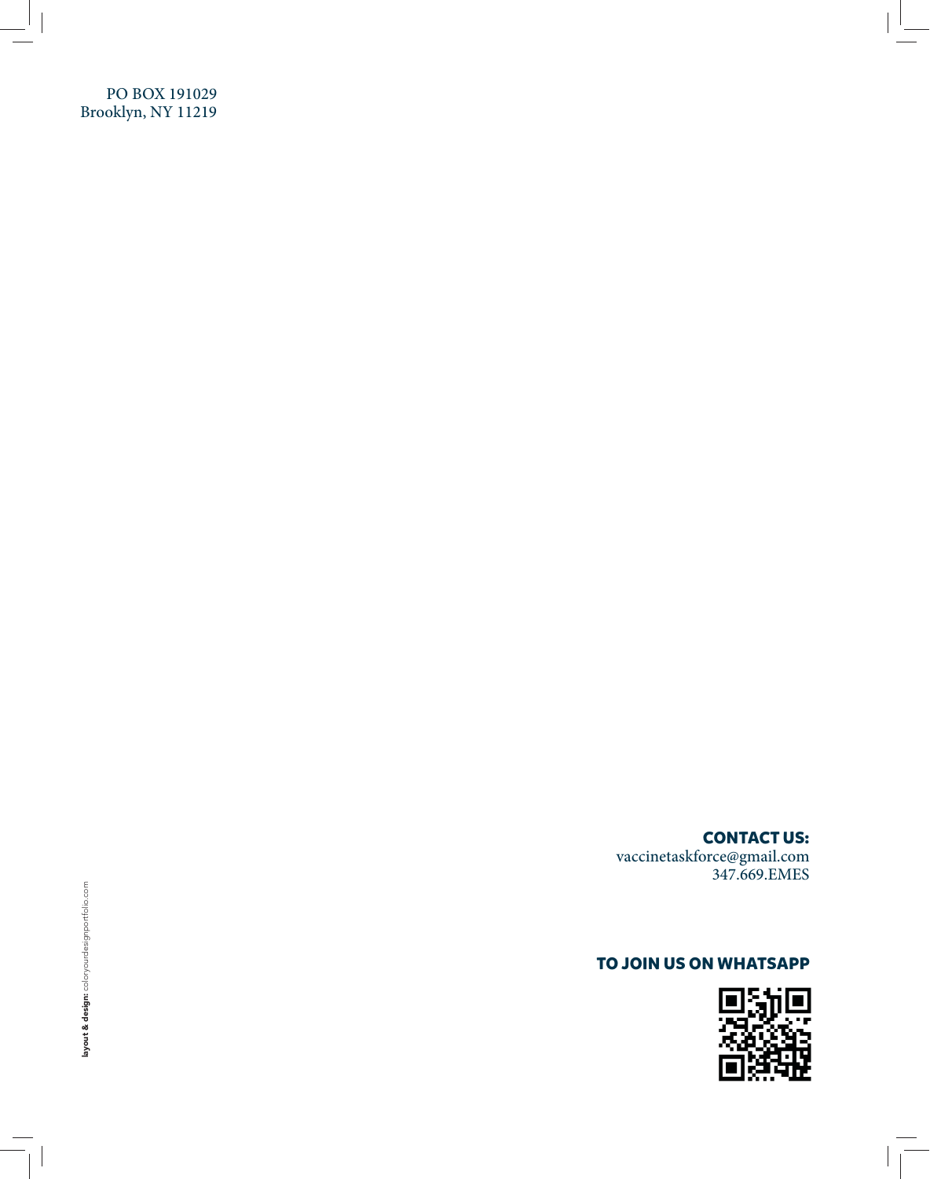PO BOX 191029
Brooklyn, NY 11219

**CONTACT US:**
vaccinetaskforce@gmail.com
347.669.EMES

**TO JOIN US ON WHATSAPP**

**layout & design:** coloryourdesignportfolio.com